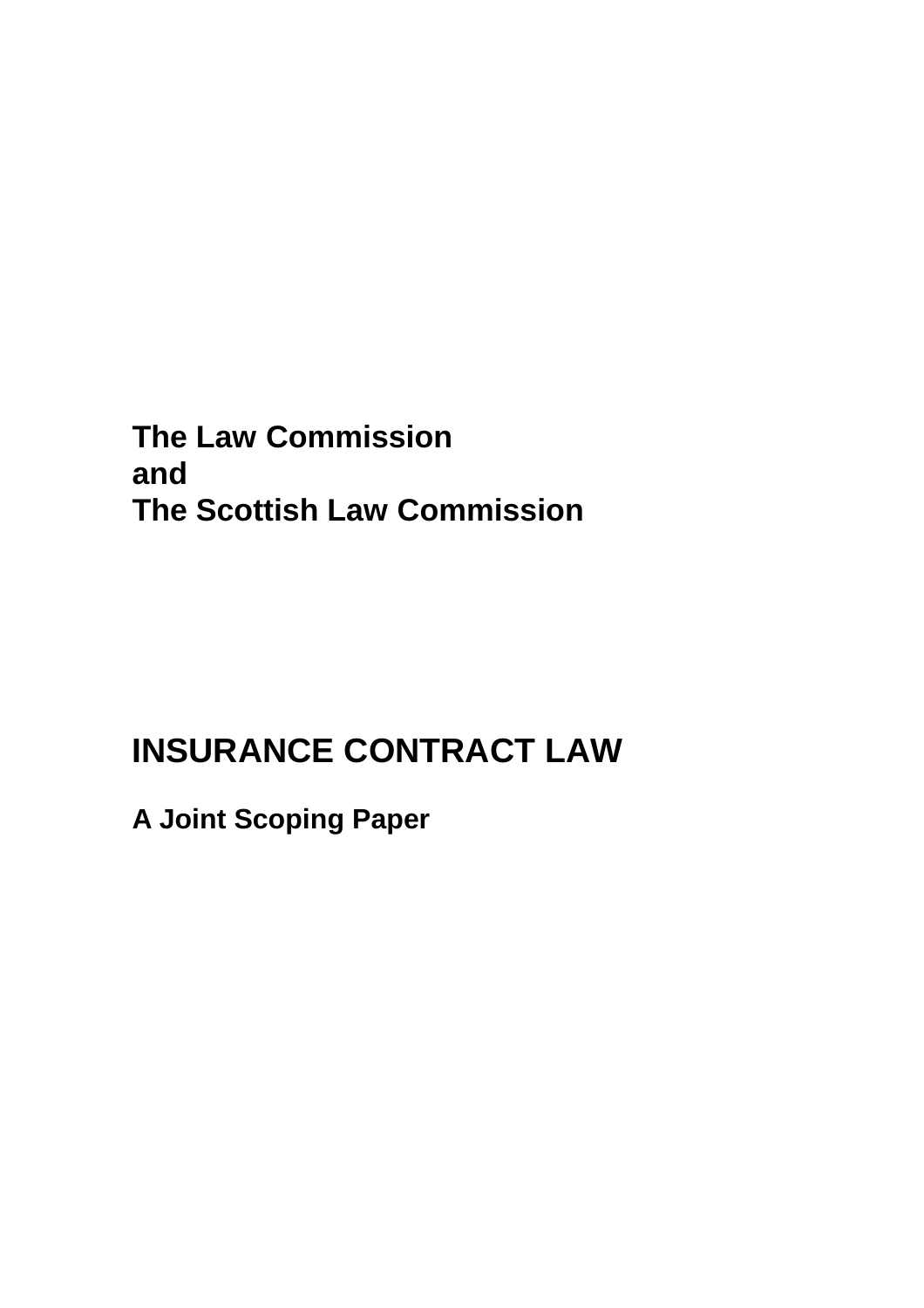**The Law Commission**
**and**
**The Scottish Law Commission**

# INSURANCE CONTRACT LAW

**A Joint Scoping Paper**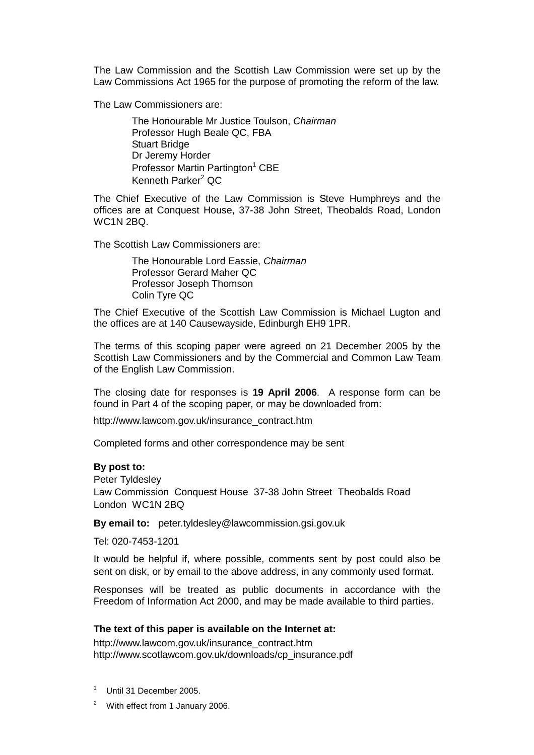The Law Commission and the Scottish Law Commission were set up by the Law Commissions Act 1965 for the purpose of promoting the reform of the law.

The Law Commissioners are:

The Honourable Mr Justice Toulson, *Chairman*
Professor Hugh Beale QC, FBA
Stuart Bridge
Dr Jeremy Horder
Professor Martin Partington[1] CBE
Kenneth Parker[2] QC

The Chief Executive of the Law Commission is Steve Humphreys and the offices are at Conquest House, 37-38 John Street, Theobalds Road, London WC1N 2BQ.

The Scottish Law Commissioners are:

The Honourable Lord Eassie, *Chairman*
Professor Gerard Maher QC
Professor Joseph Thomson
Colin Tyre QC

The Chief Executive of the Scottish Law Commission is Michael Lugton and the offices are at 140 Causewayside, Edinburgh EH9 1PR.

The terms of this scoping paper were agreed on 21 December 2005 by the Scottish Law Commissioners and by the Commercial and Common Law Team of the English Law Commission.

The closing date for responses is **19 April 2006**. A response form can be found in Part 4 of the scoping paper, or may be downloaded from:

http://www.lawcom.gov.uk/insurance_contract.htm

Completed forms and other correspondence may be sent

**By post to:**
Peter Tyldesley
Law Commission Conquest House 37-38 John Street Theobalds Road
London WC1N 2BQ

**By email to:** peter.tyldesley@lawcommission.gsi.gov.uk

Tel: 020-7453-1201

It would be helpful if, where possible, comments sent by post could also be sent on disk, or by email to the above address, in any commonly used format.

Responses will be treated as public documents in accordance with the Freedom of Information Act 2000, and may be made available to third parties.

**The text of this paper is available on the Internet at:**

http://www.lawcom.gov.uk/insurance_contract.htm
http://www.scotlawcom.gov.uk/downloads/cp_insurance.pdf

[1] Until 31 December 2005.

[2] With effect from 1 January 2006.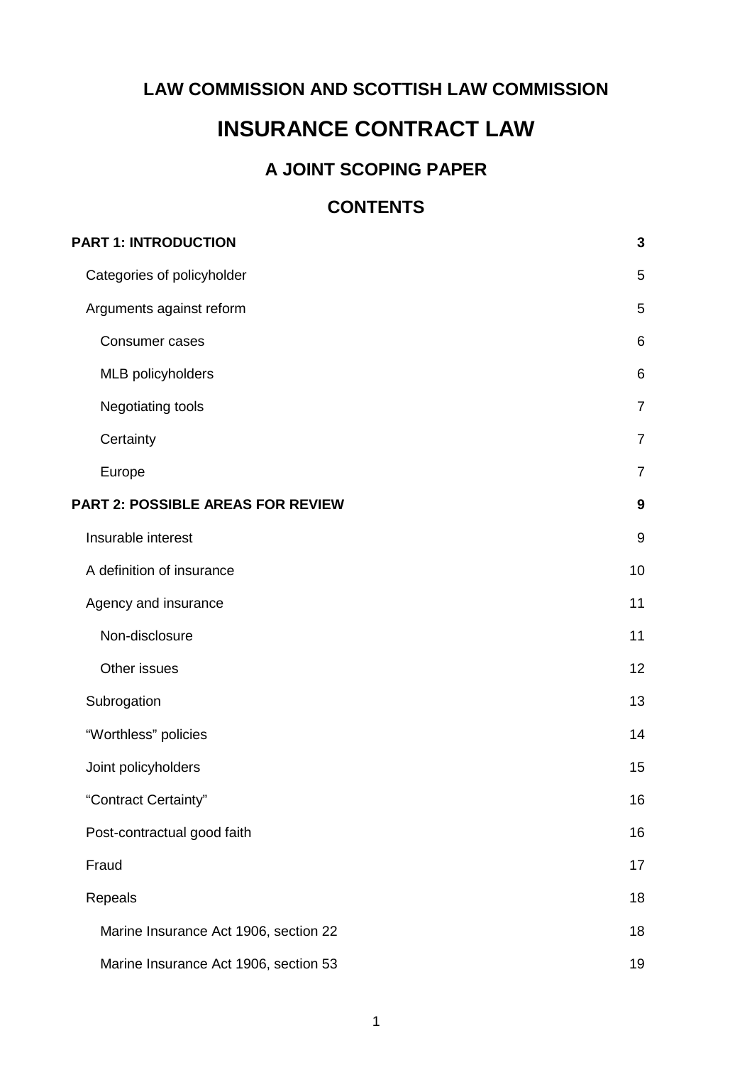**LAW COMMISSION AND SCOTTISH LAW COMMISSION**

# INSURANCE CONTRACT LAW

## A JOINT SCOPING PAPER

## CONTENTS

| | |
|---|---|
| **PART 1: INTRODUCTION** | **3** |
| Categories of policyholder | 5 |
| Arguments against reform | 5 |
| Consumer cases | 6 |
| MLB policyholders | 6 |
| Negotiating tools | 7 |
| Certainty | 7 |
| Europe | 7 |
| **PART 2: POSSIBLE AREAS FOR REVIEW** | **9** |
| Insurable interest | 9 |
| A definition of insurance | 10 |
| Agency and insurance | 11 |
| Non-disclosure | 11 |
| Other issues | 12 |
| Subrogation | 13 |
| "Worthless" policies | 14 |
| Joint policyholders | 15 |
| "Contract Certainty" | 16 |
| Post-contractual good faith | 16 |
| Fraud | 17 |
| Repeals | 18 |
| Marine Insurance Act 1906, section 22 | 18 |
| Marine Insurance Act 1906, section 53 | 19 |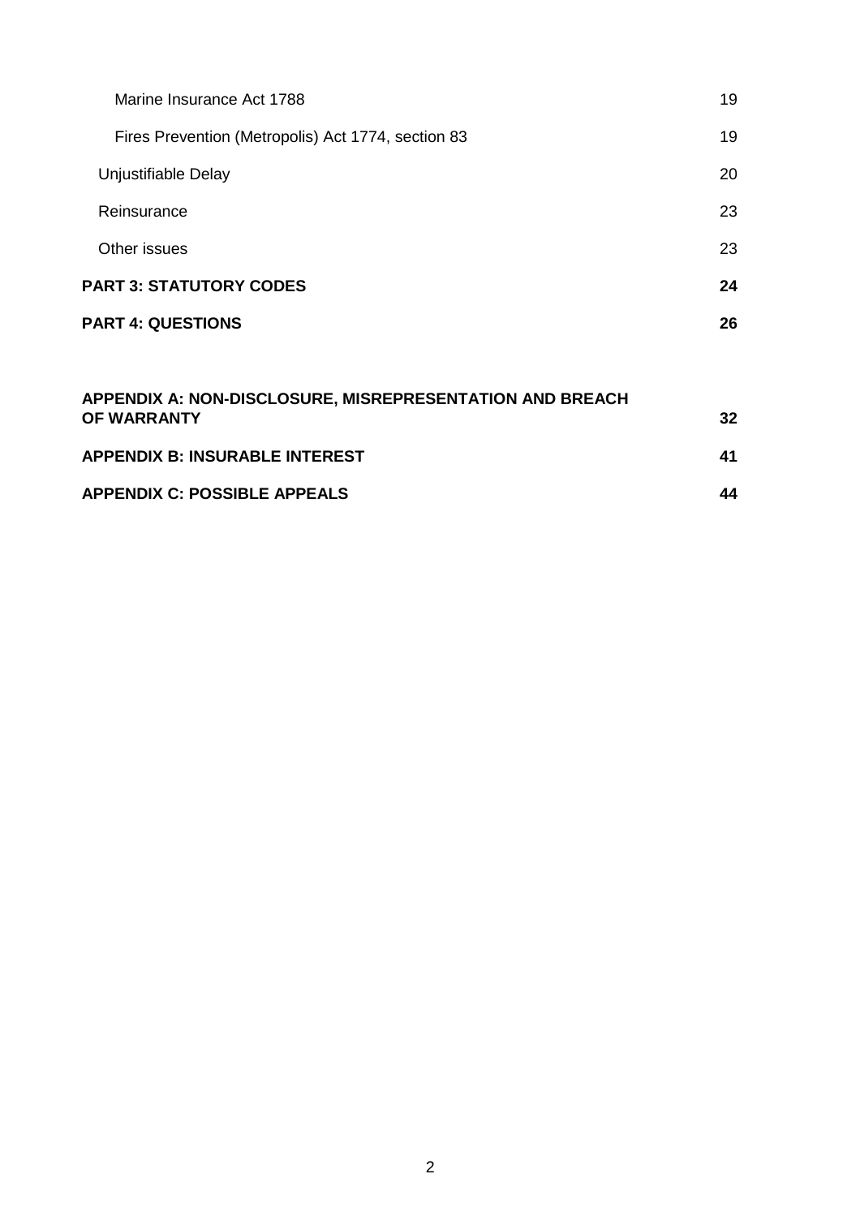| | |
|---|---|
| Marine Insurance Act 1788 | 19 |
| Fires Prevention (Metropolis) Act 1774, section 83 | 19 |
| Unjustifiable Delay | 20 |
| Reinsurance | 23 |
| Other issues | 23 |
| **PART 3: STATUTORY CODES** | **24** |
| **PART 4: QUESTIONS** | **26** |
| **APPENDIX A: NON-DISCLOSURE, MISREPRESENTATION AND BREACH OF WARRANTY** | **32** |
| **APPENDIX B: INSURABLE INTEREST** | **41** |
| **APPENDIX C: POSSIBLE APPEALS** | **44** |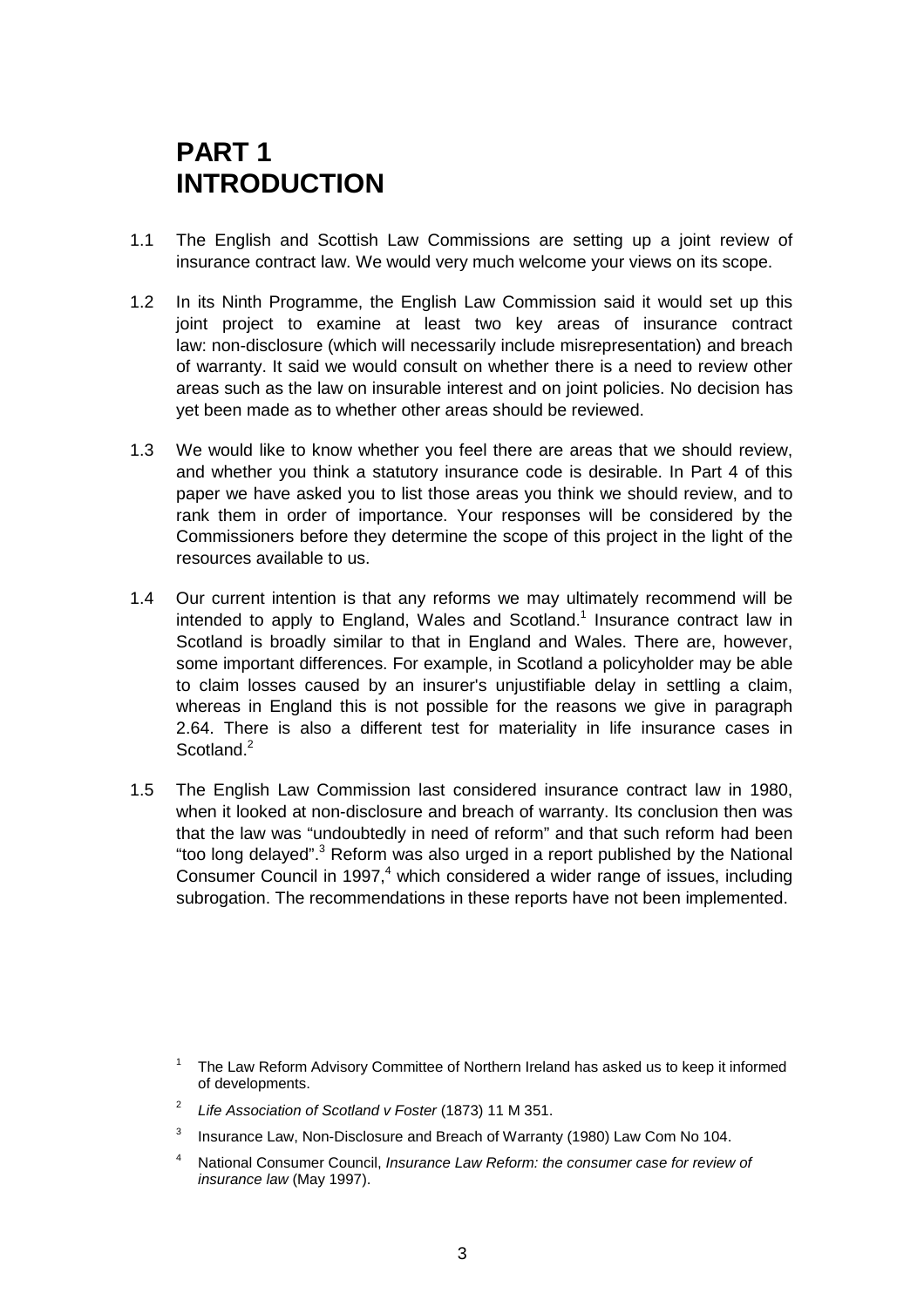# PART 1
# INTRODUCTION

1.1 The English and Scottish Law Commissions are setting up a joint review of insurance contract law. We would very much welcome your views on its scope.

1.2 In its Ninth Programme, the English Law Commission said it would set up this joint project to examine at least two key areas of insurance contract law: non-disclosure (which will necessarily include misrepresentation) and breach of warranty. It said we would consult on whether there is a need to review other areas such as the law on insurable interest and on joint policies. No decision has yet been made as to whether other areas should be reviewed.

1.3 We would like to know whether you feel there are areas that we should review, and whether you think a statutory insurance code is desirable. In Part 4 of this paper we have asked you to list those areas you think we should review, and to rank them in order of importance. Your responses will be considered by the Commissioners before they determine the scope of this project in the light of the resources available to us.

1.4 Our current intention is that any reforms we may ultimately recommend will be intended to apply to England, Wales and Scotland.[1] Insurance contract law in Scotland is broadly similar to that in England and Wales. There are, however, some important differences. For example, in Scotland a policyholder may be able to claim losses caused by an insurer's unjustifiable delay in settling a claim, whereas in England this is not possible for the reasons we give in paragraph 2.64. There is also a different test for materiality in life insurance cases in Scotland.[2]

1.5 The English Law Commission last considered insurance contract law in 1980, when it looked at non-disclosure and breach of warranty. Its conclusion then was that the law was "undoubtedly in need of reform" and that such reform had been "too long delayed".[3] Reform was also urged in a report published by the National Consumer Council in 1997,[4] which considered a wider range of issues, including subrogation. The recommendations in these reports have not been implemented.

---

[1] The Law Reform Advisory Committee of Northern Ireland has asked us to keep it informed of developments.

[2] *Life Association of Scotland v Foster* (1873) 11 M 351.

[3] Insurance Law, Non-Disclosure and Breach of Warranty (1980) Law Com No 104.

[4] National Consumer Council, *Insurance Law Reform: the consumer case for review of insurance law* (May 1997).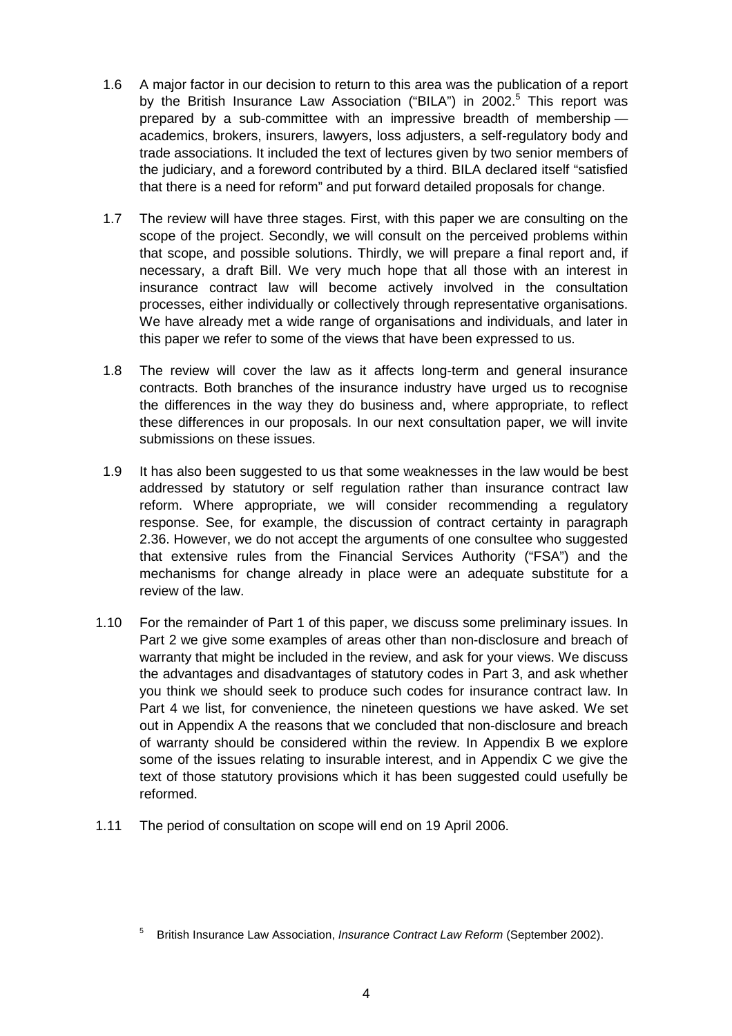1.6 A major factor in our decision to return to this area was the publication of a report by the British Insurance Law Association ("BILA") in 2002.[5] This report was prepared by a sub-committee with an impressive breadth of membership — academics, brokers, insurers, lawyers, loss adjusters, a self-regulatory body and trade associations. It included the text of lectures given by two senior members of the judiciary, and a foreword contributed by a third. BILA declared itself "satisfied that there is a need for reform" and put forward detailed proposals for change.

1.7 The review will have three stages. First, with this paper we are consulting on the scope of the project. Secondly, we will consult on the perceived problems within that scope, and possible solutions. Thirdly, we will prepare a final report and, if necessary, a draft Bill. We very much hope that all those with an interest in insurance contract law will become actively involved in the consultation processes, either individually or collectively through representative organisations. We have already met a wide range of organisations and individuals, and later in this paper we refer to some of the views that have been expressed to us.

1.8 The review will cover the law as it affects long-term and general insurance contracts. Both branches of the insurance industry have urged us to recognise the differences in the way they do business and, where appropriate, to reflect these differences in our proposals. In our next consultation paper, we will invite submissions on these issues.

1.9 It has also been suggested to us that some weaknesses in the law would be best addressed by statutory or self regulation rather than insurance contract law reform. Where appropriate, we will consider recommending a regulatory response. See, for example, the discussion of contract certainty in paragraph 2.36. However, we do not accept the arguments of one consultee who suggested that extensive rules from the Financial Services Authority ("FSA") and the mechanisms for change already in place were an adequate substitute for a review of the law.

1.10 For the remainder of Part 1 of this paper, we discuss some preliminary issues. In Part 2 we give some examples of areas other than non-disclosure and breach of warranty that might be included in the review, and ask for your views. We discuss the advantages and disadvantages of statutory codes in Part 3, and ask whether you think we should seek to produce such codes for insurance contract law. In Part 4 we list, for convenience, the nineteen questions we have asked. We set out in Appendix A the reasons that we concluded that non-disclosure and breach of warranty should be considered within the review. In Appendix B we explore some of the issues relating to insurable interest, and in Appendix C we give the text of those statutory provisions which it has been suggested could usefully be reformed.

1.11 The period of consultation on scope will end on 19 April 2006.

[5] British Insurance Law Association, *Insurance Contract Law Reform* (September 2002).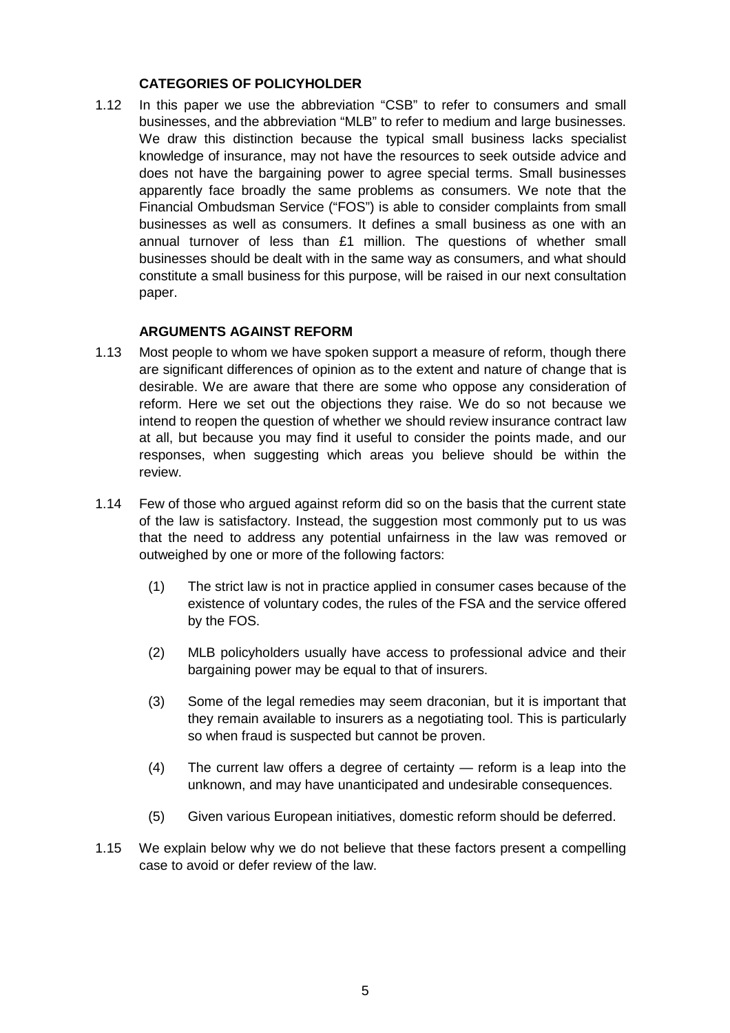### CATEGORIES OF POLICYHOLDER

1.12 In this paper we use the abbreviation "CSB" to refer to consumers and small businesses, and the abbreviation "MLB" to refer to medium and large businesses. We draw this distinction because the typical small business lacks specialist knowledge of insurance, may not have the resources to seek outside advice and does not have the bargaining power to agree special terms. Small businesses apparently face broadly the same problems as consumers. We note that the Financial Ombudsman Service ("FOS") is able to consider complaints from small businesses as well as consumers. It defines a small business as one with an annual turnover of less than £1 million. The questions of whether small businesses should be dealt with in the same way as consumers, and what should constitute a small business for this purpose, will be raised in our next consultation paper.

### ARGUMENTS AGAINST REFORM

1.13 Most people to whom we have spoken support a measure of reform, though there are significant differences of opinion as to the extent and nature of change that is desirable. We are aware that there are some who oppose any consideration of reform. Here we set out the objections they raise. We do so not because we intend to reopen the question of whether we should review insurance contract law at all, but because you may find it useful to consider the points made, and our responses, when suggesting which areas you believe should be within the review.

1.14 Few of those who argued against reform did so on the basis that the current state of the law is satisfactory. Instead, the suggestion most commonly put to us was that the need to address any potential unfairness in the law was removed or outweighed by one or more of the following factors:

(1) The strict law is not in practice applied in consumer cases because of the existence of voluntary codes, the rules of the FSA and the service offered by the FOS.

(2) MLB policyholders usually have access to professional advice and their bargaining power may be equal to that of insurers.

(3) Some of the legal remedies may seem draconian, but it is important that they remain available to insurers as a negotiating tool. This is particularly so when fraud is suspected but cannot be proven.

(4) The current law offers a degree of certainty — reform is a leap into the unknown, and may have unanticipated and undesirable consequences.

(5) Given various European initiatives, domestic reform should be deferred.

1.15 We explain below why we do not believe that these factors present a compelling case to avoid or defer review of the law.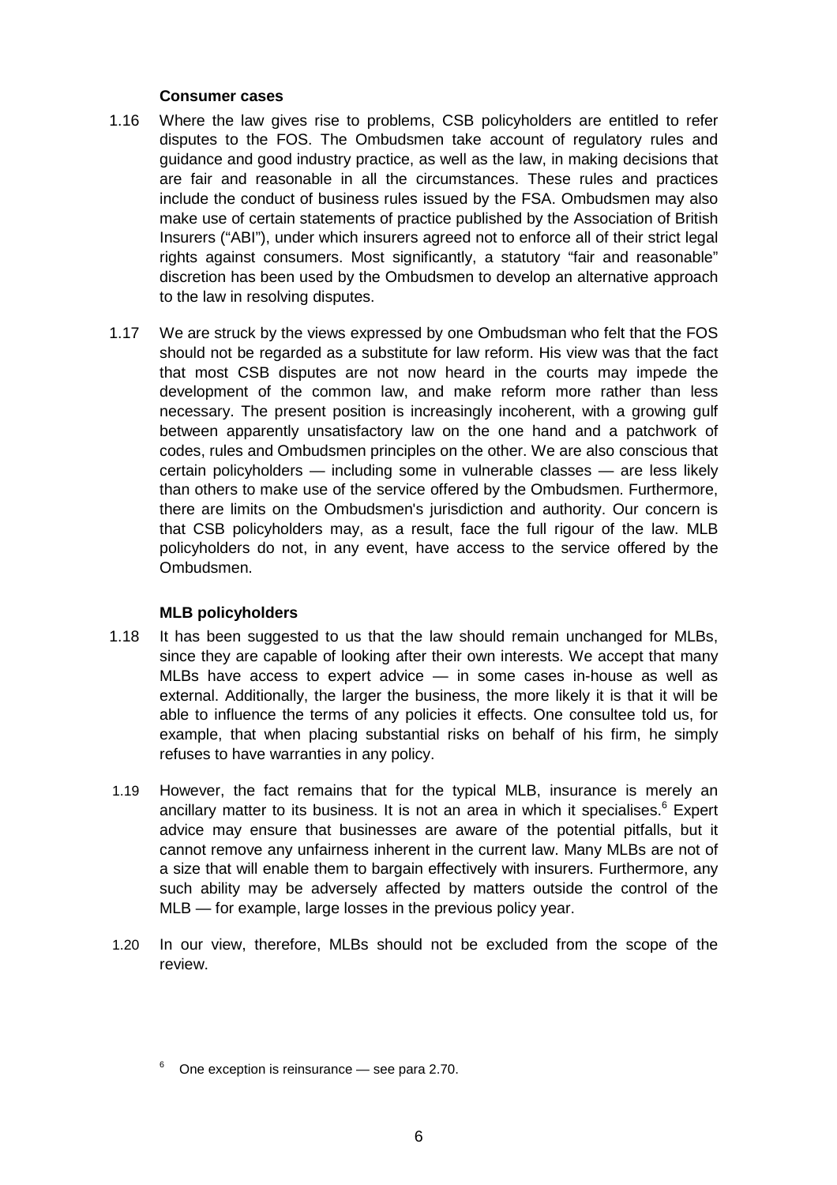### Consumer cases

1.16 Where the law gives rise to problems, CSB policyholders are entitled to refer disputes to the FOS. The Ombudsmen take account of regulatory rules and guidance and good industry practice, as well as the law, in making decisions that are fair and reasonable in all the circumstances. These rules and practices include the conduct of business rules issued by the FSA. Ombudsmen may also make use of certain statements of practice published by the Association of British Insurers ("ABI"), under which insurers agreed not to enforce all of their strict legal rights against consumers. Most significantly, a statutory "fair and reasonable" discretion has been used by the Ombudsmen to develop an alternative approach to the law in resolving disputes.

1.17 We are struck by the views expressed by one Ombudsman who felt that the FOS should not be regarded as a substitute for law reform. His view was that the fact that most CSB disputes are not now heard in the courts may impede the development of the common law, and make reform more rather than less necessary. The present position is increasingly incoherent, with a growing gulf between apparently unsatisfactory law on the one hand and a patchwork of codes, rules and Ombudsmen principles on the other. We are also conscious that certain policyholders — including some in vulnerable classes — are less likely than others to make use of the service offered by the Ombudsmen. Furthermore, there are limits on the Ombudsmen's jurisdiction and authority. Our concern is that CSB policyholders may, as a result, face the full rigour of the law. MLB policyholders do not, in any event, have access to the service offered by the Ombudsmen.

### MLB policyholders

1.18 It has been suggested to us that the law should remain unchanged for MLBs, since they are capable of looking after their own interests. We accept that many MLBs have access to expert advice — in some cases in-house as well as external. Additionally, the larger the business, the more likely it is that it will be able to influence the terms of any policies it effects. One consultee told us, for example, that when placing substantial risks on behalf of his firm, he simply refuses to have warranties in any policy.

1.19 However, the fact remains that for the typical MLB, insurance is merely an ancillary matter to its business. It is not an area in which it specialises.[6] Expert advice may ensure that businesses are aware of the potential pitfalls, but it cannot remove any unfairness inherent in the current law. Many MLBs are not of a size that will enable them to bargain effectively with insurers. Furthermore, any such ability may be adversely affected by matters outside the control of the MLB — for example, large losses in the previous policy year.

1.20 In our view, therefore, MLBs should not be excluded from the scope of the review.

[6] One exception is reinsurance — see para 2.70.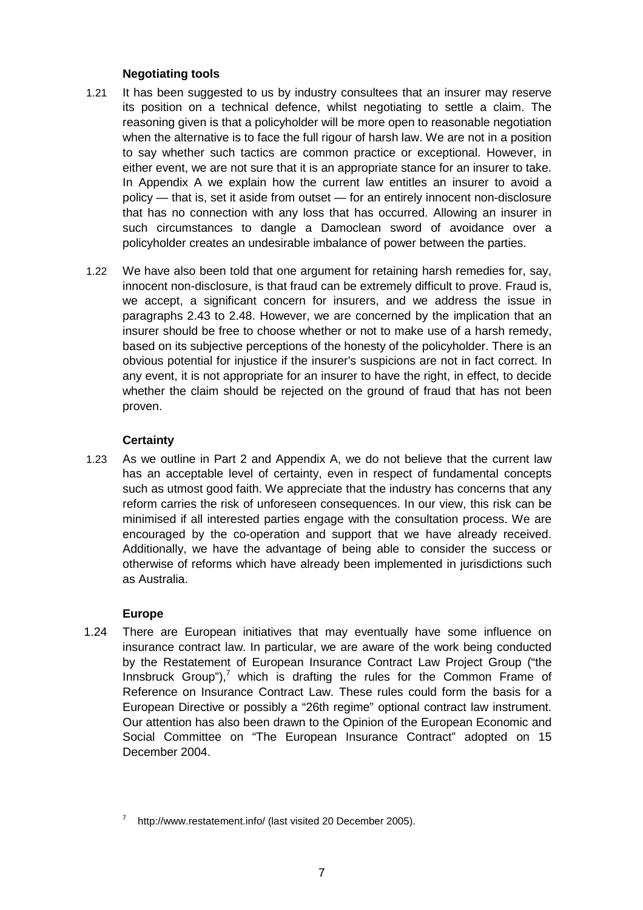### Negotiating tools

1.21 It has been suggested to us by industry consultees that an insurer may reserve its position on a technical defence, whilst negotiating to settle a claim. The reasoning given is that a policyholder will be more open to reasonable negotiation when the alternative is to face the full rigour of harsh law. We are not in a position to say whether such tactics are common practice or exceptional. However, in either event, we are not sure that it is an appropriate stance for an insurer to take. In Appendix A we explain how the current law entitles an insurer to avoid a policy — that is, set it aside from outset — for an entirely innocent non-disclosure that has no connection with any loss that has occurred. Allowing an insurer in such circumstances to dangle a Damoclean sword of avoidance over a policyholder creates an undesirable imbalance of power between the parties.

1.22 We have also been told that one argument for retaining harsh remedies for, say, innocent non-disclosure, is that fraud can be extremely difficult to prove. Fraud is, we accept, a significant concern for insurers, and we address the issue in paragraphs 2.43 to 2.48. However, we are concerned by the implication that an insurer should be free to choose whether or not to make use of a harsh remedy, based on its subjective perceptions of the honesty of the policyholder. There is an obvious potential for injustice if the insurer's suspicions are not in fact correct. In any event, it is not appropriate for an insurer to have the right, in effect, to decide whether the claim should be rejected on the ground of fraud that has not been proven.

### Certainty

1.23 As we outline in Part 2 and Appendix A, we do not believe that the current law has an acceptable level of certainty, even in respect of fundamental concepts such as utmost good faith. We appreciate that the industry has concerns that any reform carries the risk of unforeseen consequences. In our view, this risk can be minimised if all interested parties engage with the consultation process. We are encouraged by the co-operation and support that we have already received. Additionally, we have the advantage of being able to consider the success or otherwise of reforms which have already been implemented in jurisdictions such as Australia.

### Europe

1.24 There are European initiatives that may eventually have some influence on insurance contract law. In particular, we are aware of the work being conducted by the Restatement of European Insurance Contract Law Project Group ("the Innsbruck Group"),[7] which is drafting the rules for the Common Frame of Reference on Insurance Contract Law. These rules could form the basis for a European Directive or possibly a "26th regime" optional contract law instrument. Our attention has also been drawn to the Opinion of the European Economic and Social Committee on "The European Insurance Contract" adopted on 15 December 2004.

[7] http://www.restatement.info/ (last visited 20 December 2005).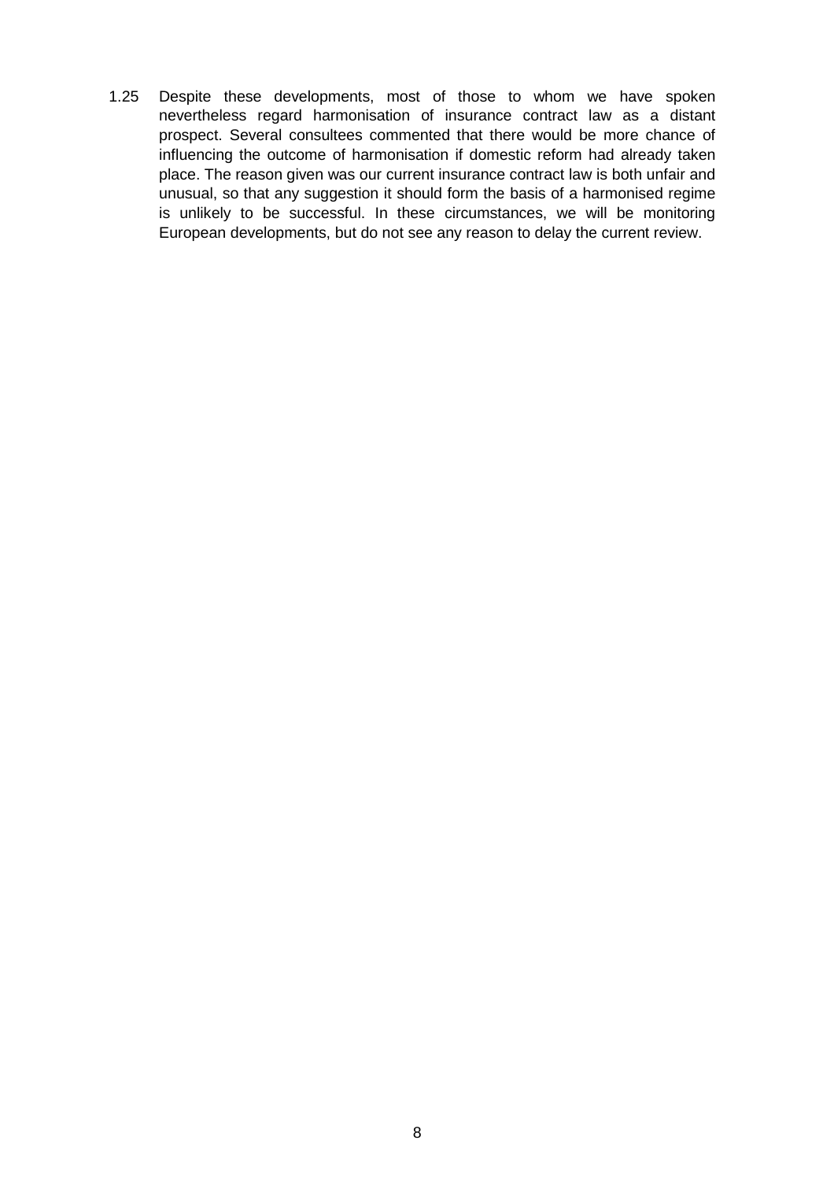1.25 Despite these developments, most of those to whom we have spoken nevertheless regard harmonisation of insurance contract law as a distant prospect. Several consultees commented that there would be more chance of influencing the outcome of harmonisation if domestic reform had already taken place. The reason given was our current insurance contract law is both unfair and unusual, so that any suggestion it should form the basis of a harmonised regime is unlikely to be successful. In these circumstances, we will be monitoring European developments, but do not see any reason to delay the current review.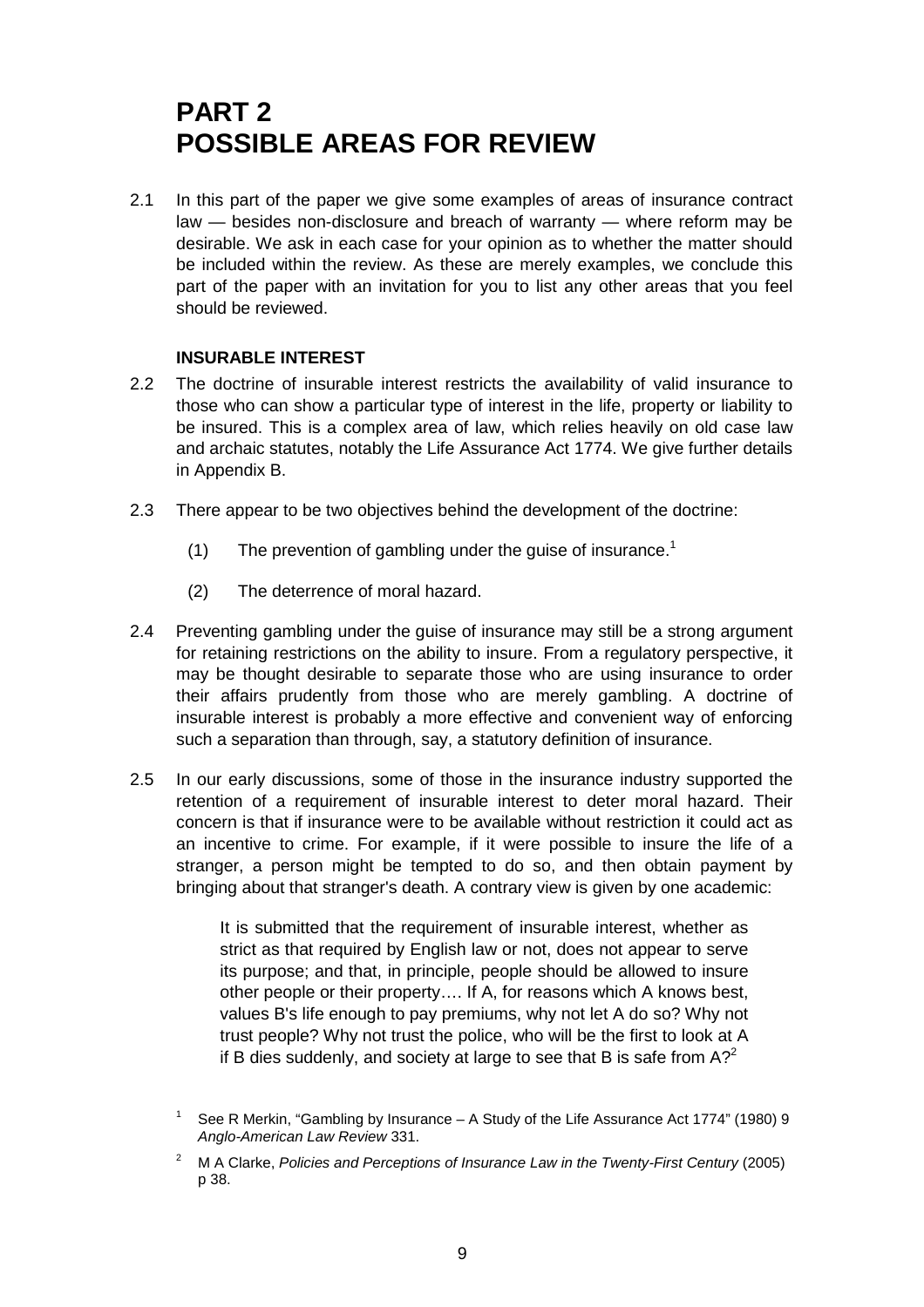# PART 2
# POSSIBLE AREAS FOR REVIEW

2.1 In this part of the paper we give some examples of areas of insurance contract law — besides non-disclosure and breach of warranty — where reform may be desirable. We ask in each case for your opinion as to whether the matter should be included within the review. As these are merely examples, we conclude this part of the paper with an invitation for you to list any other areas that you feel should be reviewed.

### INSURABLE INTEREST

2.2 The doctrine of insurable interest restricts the availability of valid insurance to those who can show a particular type of interest in the life, property or liability to be insured. This is a complex area of law, which relies heavily on old case law and archaic statutes, notably the Life Assurance Act 1774. We give further details in Appendix B.

2.3 There appear to be two objectives behind the development of the doctrine:

(1) The prevention of gambling under the guise of insurance.[1]

(2) The deterrence of moral hazard.

2.4 Preventing gambling under the guise of insurance may still be a strong argument for retaining restrictions on the ability to insure. From a regulatory perspective, it may be thought desirable to separate those who are using insurance to order their affairs prudently from those who are merely gambling. A doctrine of insurable interest is probably a more effective and convenient way of enforcing such a separation than through, say, a statutory definition of insurance.

2.5 In our early discussions, some of those in the insurance industry supported the retention of a requirement of insurable interest to deter moral hazard. Their concern is that if insurance were to be available without restriction it could act as an incentive to crime. For example, if it were possible to insure the life of a stranger, a person might be tempted to do so, and then obtain payment by bringing about that stranger's death. A contrary view is given by one academic:

> It is submitted that the requirement of insurable interest, whether as strict as that required by English law or not, does not appear to serve its purpose; and that, in principle, people should be allowed to insure other people or their property…. If A, for reasons which A knows best, values B's life enough to pay premiums, why not let A do so? Why not trust people? Why not trust the police, who will be the first to look at A if B dies suddenly, and society at large to see that B is safe from A?[2]

[1] See R Merkin, "Gambling by Insurance – A Study of the Life Assurance Act 1774" (1980) 9 *Anglo-American Law Review* 331.

[2] M A Clarke, *Policies and Perceptions of Insurance Law in the Twenty-First Century* (2005) p 38.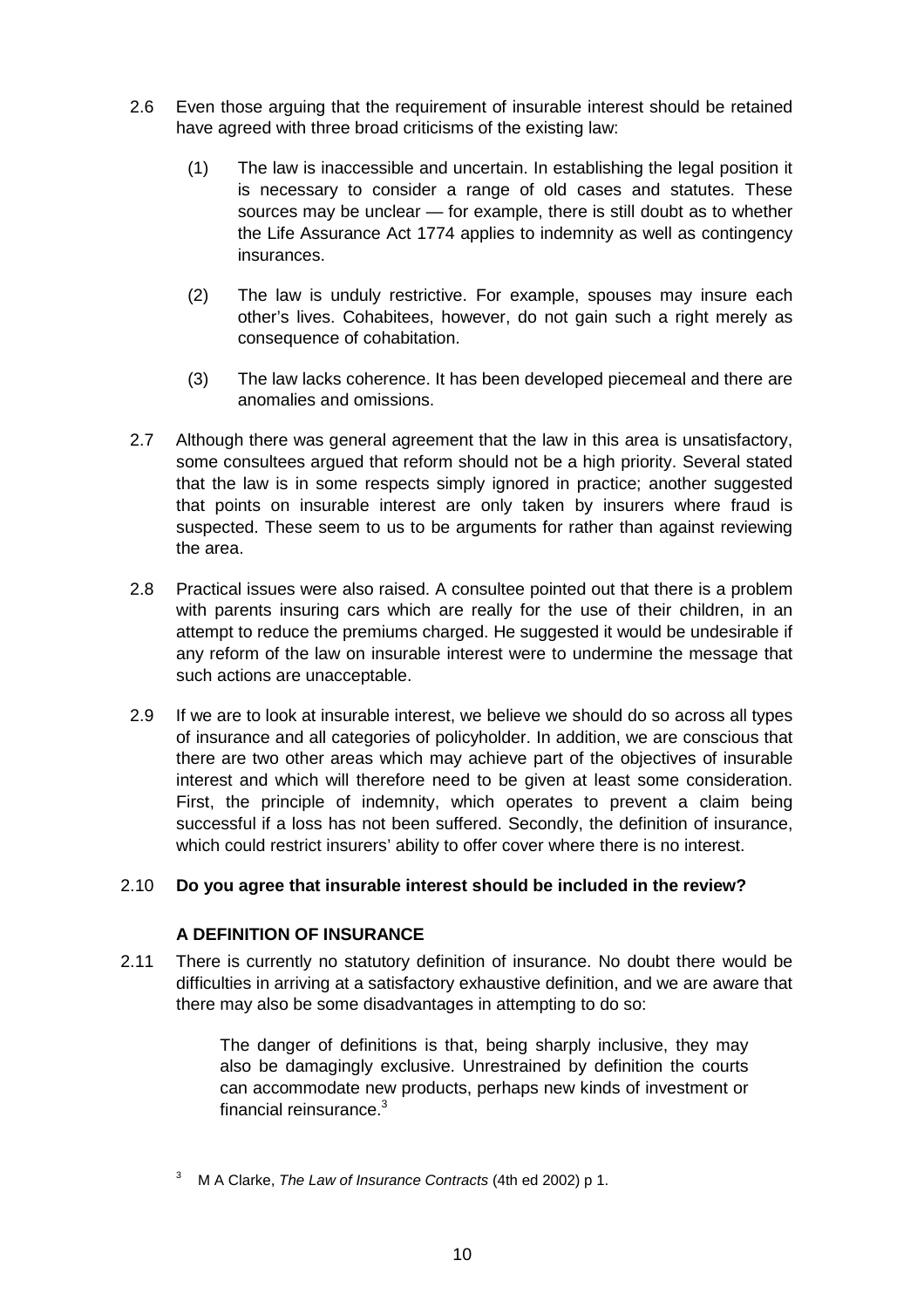2.6 Even those arguing that the requirement of insurable interest should be retained have agreed with three broad criticisms of the existing law:

(1) The law is inaccessible and uncertain. In establishing the legal position it is necessary to consider a range of old cases and statutes. These sources may be unclear — for example, there is still doubt as to whether the Life Assurance Act 1774 applies to indemnity as well as contingency insurances.

(2) The law is unduly restrictive. For example, spouses may insure each other's lives. Cohabitees, however, do not gain such a right merely as consequence of cohabitation.

(3) The law lacks coherence. It has been developed piecemeal and there are anomalies and omissions.

2.7 Although there was general agreement that the law in this area is unsatisfactory, some consultees argued that reform should not be a high priority. Several stated that the law is in some respects simply ignored in practice; another suggested that points on insurable interest are only taken by insurers where fraud is suspected. These seem to us to be arguments for rather than against reviewing the area.

2.8 Practical issues were also raised. A consultee pointed out that there is a problem with parents insuring cars which are really for the use of their children, in an attempt to reduce the premiums charged. He suggested it would be undesirable if any reform of the law on insurable interest were to undermine the message that such actions are unacceptable.

2.9 If we are to look at insurable interest, we believe we should do so across all types of insurance and all categories of policyholder. In addition, we are conscious that there are two other areas which may achieve part of the objectives of insurable interest and which will therefore need to be given at least some consideration. First, the principle of indemnity, which operates to prevent a claim being successful if a loss has not been suffered. Secondly, the definition of insurance, which could restrict insurers' ability to offer cover where there is no interest.

2.10 **Do you agree that insurable interest should be included in the review?**

### A DEFINITION OF INSURANCE

2.11 There is currently no statutory definition of insurance. No doubt there would be difficulties in arriving at a satisfactory exhaustive definition, and we are aware that there may also be some disadvantages in attempting to do so:

> The danger of definitions is that, being sharply inclusive, they may also be damagingly exclusive. Unrestrained by definition the courts can accommodate new products, perhaps new kinds of investment or financial reinsurance.[3]

[3] M A Clarke, *The Law of Insurance Contracts* (4th ed 2002) p 1.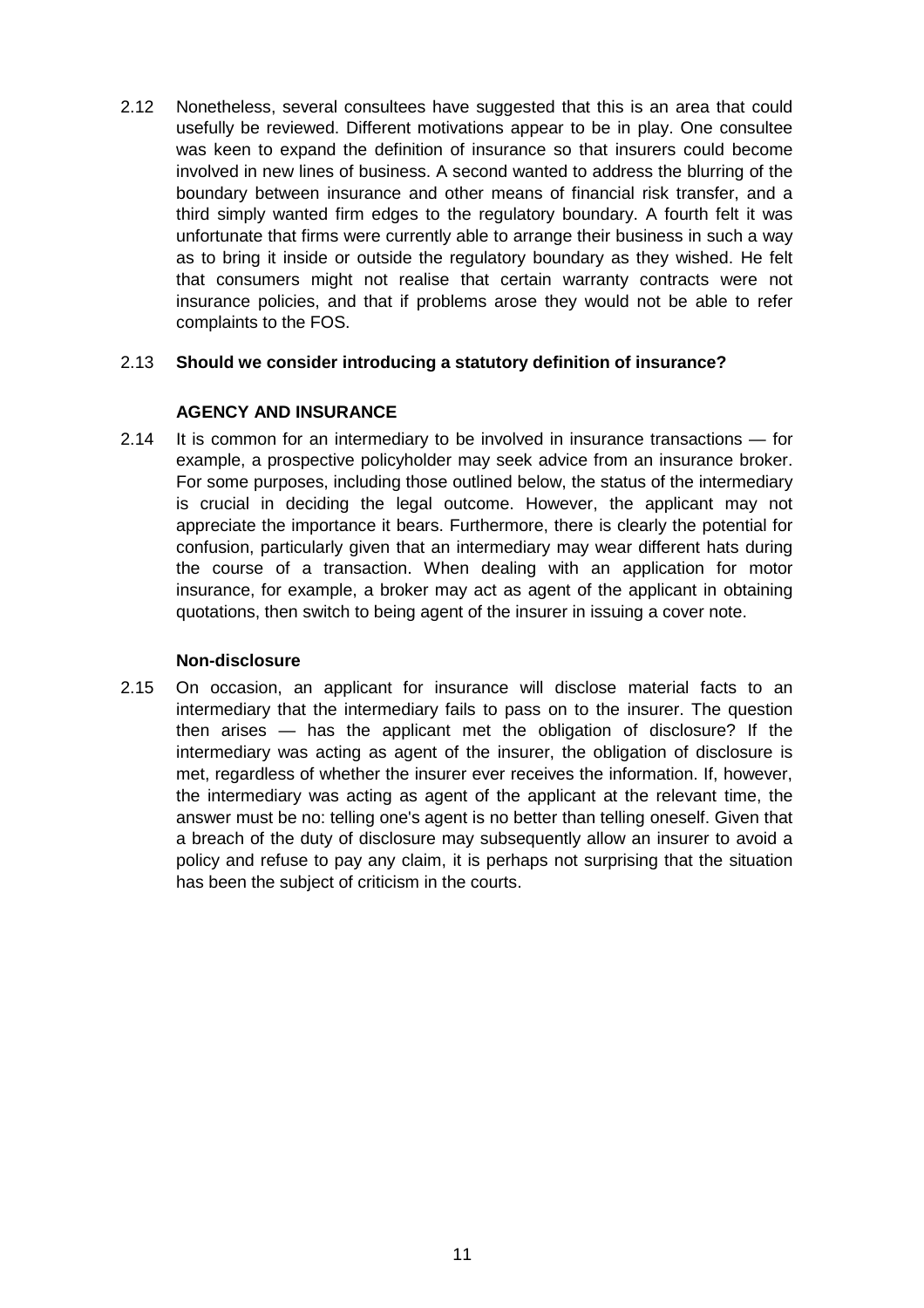2.12 Nonetheless, several consultees have suggested that this is an area that could usefully be reviewed. Different motivations appear to be in play. One consultee was keen to expand the definition of insurance so that insurers could become involved in new lines of business. A second wanted to address the blurring of the boundary between insurance and other means of financial risk transfer, and a third simply wanted firm edges to the regulatory boundary. A fourth felt it was unfortunate that firms were currently able to arrange their business in such a way as to bring it inside or outside the regulatory boundary as they wished. He felt that consumers might not realise that certain warranty contracts were not insurance policies, and that if problems arose they would not be able to refer complaints to the FOS.

2.13 **Should we consider introducing a statutory definition of insurance?**

## AGENCY AND INSURANCE

2.14 It is common for an intermediary to be involved in insurance transactions — for example, a prospective policyholder may seek advice from an insurance broker. For some purposes, including those outlined below, the status of the intermediary is crucial in deciding the legal outcome. However, the applicant may not appreciate the importance it bears. Furthermore, there is clearly the potential for confusion, particularly given that an intermediary may wear different hats during the course of a transaction. When dealing with an application for motor insurance, for example, a broker may act as agent of the applicant in obtaining quotations, then switch to being agent of the insurer in issuing a cover note.

### Non-disclosure

2.15 On occasion, an applicant for insurance will disclose material facts to an intermediary that the intermediary fails to pass on to the insurer. The question then arises — has the applicant met the obligation of disclosure? If the intermediary was acting as agent of the insurer, the obligation of disclosure is met, regardless of whether the insurer ever receives the information. If, however, the intermediary was acting as agent of the applicant at the relevant time, the answer must be no: telling one's agent is no better than telling oneself. Given that a breach of the duty of disclosure may subsequently allow an insurer to avoid a policy and refuse to pay any claim, it is perhaps not surprising that the situation has been the subject of criticism in the courts.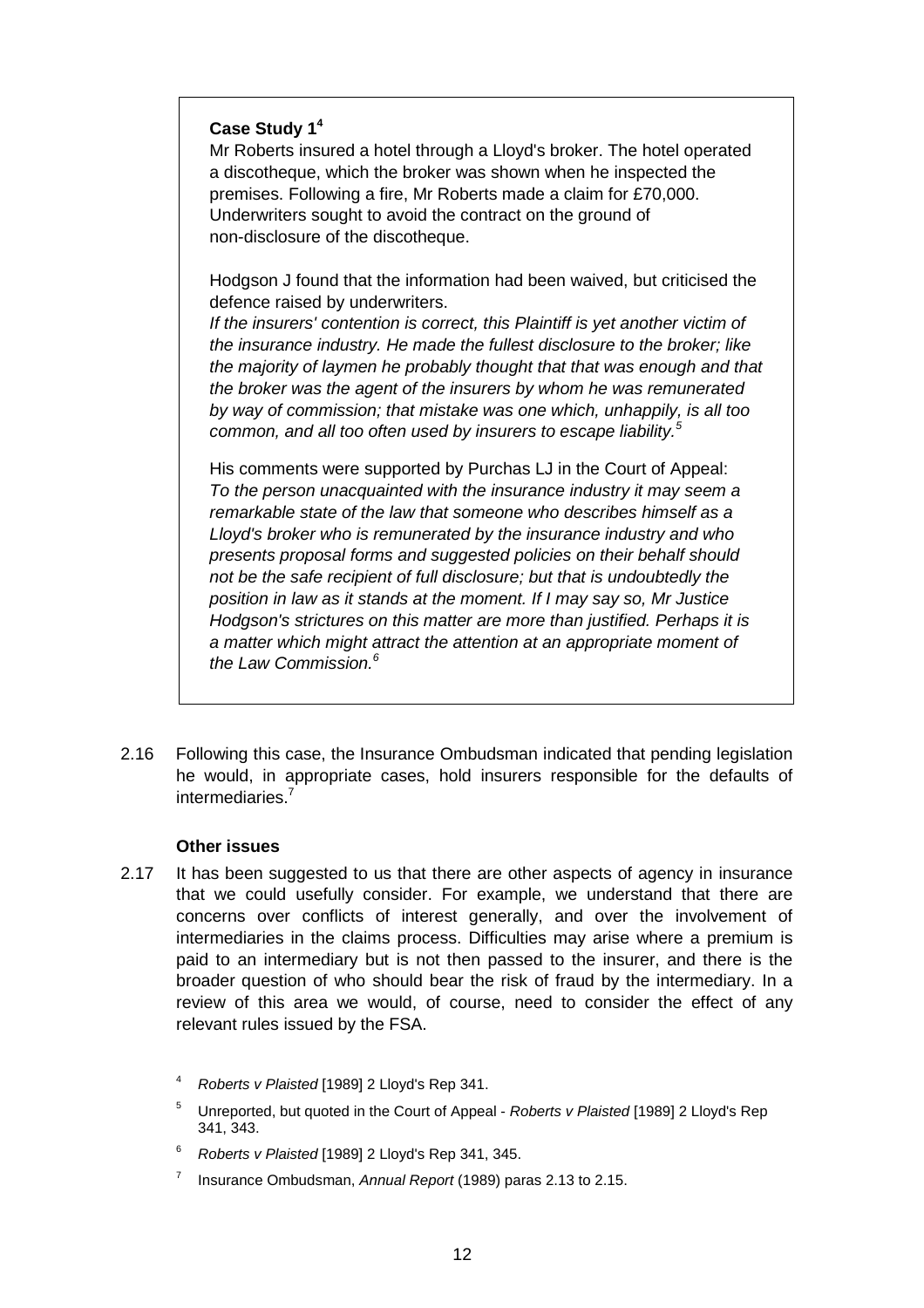**Case Study 1**[4]

Mr Roberts insured a hotel through a Lloyd's broker. The hotel operated a discotheque, which the broker was shown when he inspected the premises. Following a fire, Mr Roberts made a claim for £70,000. Underwriters sought to avoid the contract on the ground of non-disclosure of the discotheque.

Hodgson J found that the information had been waived, but criticised the defence raised by underwriters.

*If the insurers' contention is correct, this Plaintiff is yet another victim of the insurance industry. He made the fullest disclosure to the broker; like the majority of laymen he probably thought that that was enough and that the broker was the agent of the insurers by whom he was remunerated by way of commission; that mistake was one which, unhappily, is all too common, and all too often used by insurers to escape liability.*[5]

His comments were supported by Purchas LJ in the Court of Appeal:

*To the person unacquainted with the insurance industry it may seem a remarkable state of the law that someone who describes himself as a Lloyd's broker who is remunerated by the insurance industry and who presents proposal forms and suggested policies on their behalf should not be the safe recipient of full disclosure; but that is undoubtedly the position in law as it stands at the moment. If I may say so, Mr Justice Hodgson's strictures on this matter are more than justified. Perhaps it is a matter which might attract the attention at an appropriate moment of the Law Commission.*[6]

2.16 Following this case, the Insurance Ombudsman indicated that pending legislation he would, in appropriate cases, hold insurers responsible for the defaults of intermediaries.[7]

### Other issues

2.17 It has been suggested to us that there are other aspects of agency in insurance that we could usefully consider. For example, we understand that there are concerns over conflicts of interest generally, and over the involvement of intermediaries in the claims process. Difficulties may arise where a premium is paid to an intermediary but is not then passed to the insurer, and there is the broader question of who should bear the risk of fraud by the intermediary. In a review of this area we would, of course, need to consider the effect of any relevant rules issued by the FSA.

[4] *Roberts v Plaisted* [1989] 2 Lloyd's Rep 341.

[5] Unreported, but quoted in the Court of Appeal - *Roberts v Plaisted* [1989] 2 Lloyd's Rep 341, 343.

[6] *Roberts v Plaisted* [1989] 2 Lloyd's Rep 341, 345.

[7] Insurance Ombudsman, *Annual Report* (1989) paras 2.13 to 2.15.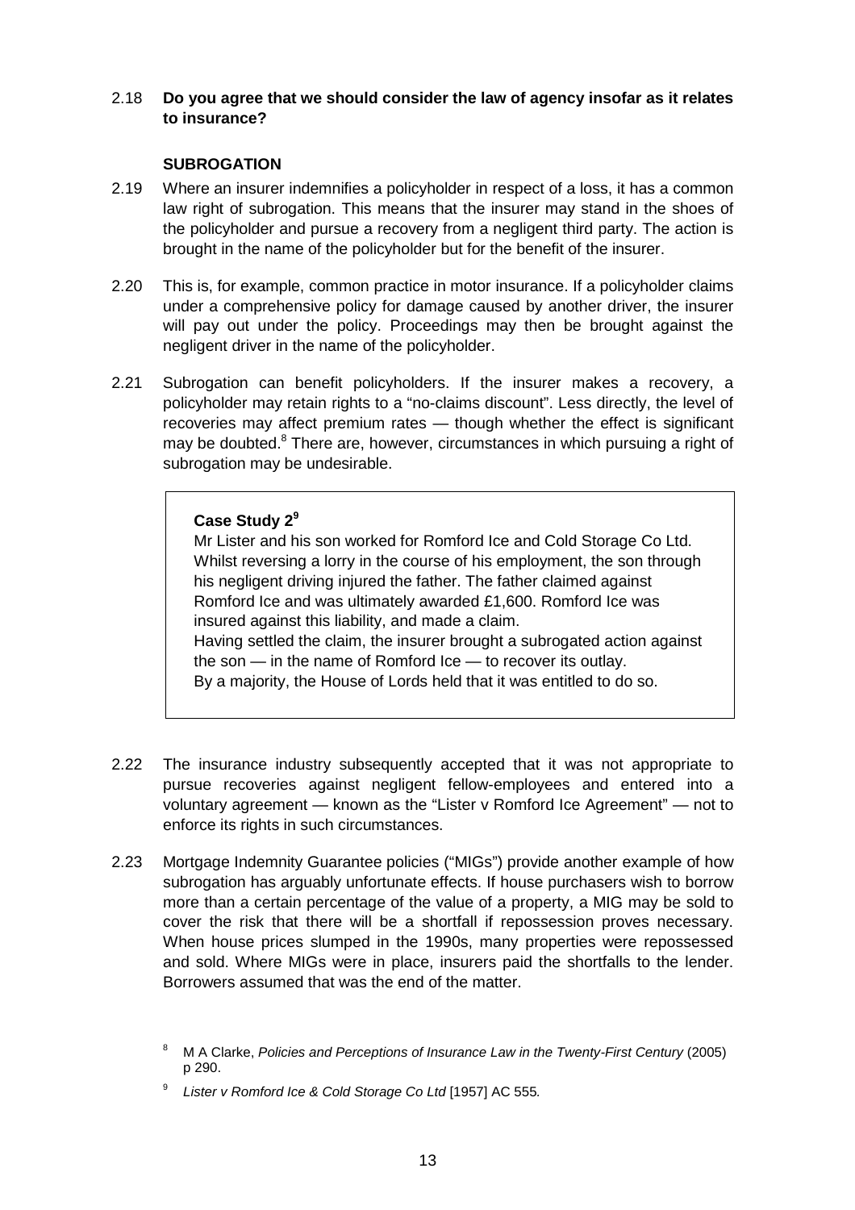2.18 **Do you agree that we should consider the law of agency insofar as it relates to insurance?**

### SUBROGATION

2.19 Where an insurer indemnifies a policyholder in respect of a loss, it has a common law right of subrogation. This means that the insurer may stand in the shoes of the policyholder and pursue a recovery from a negligent third party. The action is brought in the name of the policyholder but for the benefit of the insurer.

2.20 This is, for example, common practice in motor insurance. If a policyholder claims under a comprehensive policy for damage caused by another driver, the insurer will pay out under the policy. Proceedings may then be brought against the negligent driver in the name of the policyholder.

2.21 Subrogation can benefit policyholders. If the insurer makes a recovery, a policyholder may retain rights to a "no-claims discount". Less directly, the level of recoveries may affect premium rates — though whether the effect is significant may be doubted.[8] There are, however, circumstances in which pursuing a right of subrogation may be undesirable.

> **Case Study 2[9]**
>
> Mr Lister and his son worked for Romford Ice and Cold Storage Co Ltd. Whilst reversing a lorry in the course of his employment, the son through his negligent driving injured the father. The father claimed against Romford Ice and was ultimately awarded £1,600. Romford Ice was insured against this liability, and made a claim.
>
> Having settled the claim, the insurer brought a subrogated action against the son — in the name of Romford Ice — to recover its outlay.
>
> By a majority, the House of Lords held that it was entitled to do so.

2.22 The insurance industry subsequently accepted that it was not appropriate to pursue recoveries against negligent fellow-employees and entered into a voluntary agreement — known as the "Lister v Romford Ice Agreement" — not to enforce its rights in such circumstances.

2.23 Mortgage Indemnity Guarantee policies ("MIGs") provide another example of how subrogation has arguably unfortunate effects. If house purchasers wish to borrow more than a certain percentage of the value of a property, a MIG may be sold to cover the risk that there will be a shortfall if repossession proves necessary. When house prices slumped in the 1990s, many properties were repossessed and sold. Where MIGs were in place, insurers paid the shortfalls to the lender. Borrowers assumed that was the end of the matter.

---

[8] M A Clarke, *Policies and Perceptions of Insurance Law in the Twenty-First Century* (2005) p 290.

[9] *Lister v Romford Ice & Cold Storage Co Ltd* [1957] AC 555.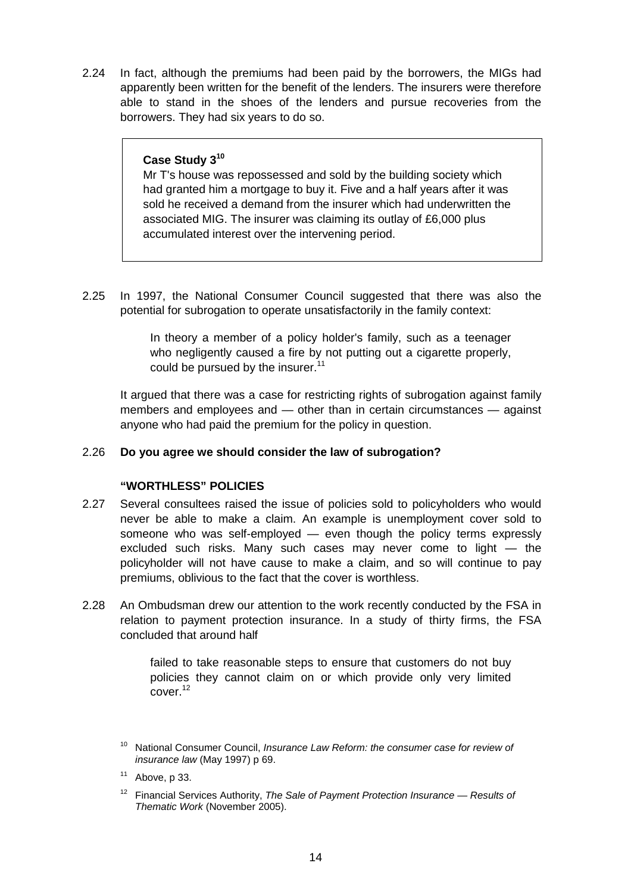2.24 In fact, although the premiums had been paid by the borrowers, the MIGs had apparently been written for the benefit of the lenders. The insurers were therefore able to stand in the shoes of the lenders and pursue recoveries from the borrowers. They had six years to do so.

> **Case Study 3[10]**
>
> Mr T's house was repossessed and sold by the building society which had granted him a mortgage to buy it. Five and a half years after it was sold he received a demand from the insurer which had underwritten the associated MIG. The insurer was claiming its outlay of £6,000 plus accumulated interest over the intervening period.

2.25 In 1997, the National Consumer Council suggested that there was also the potential for subrogation to operate unsatisfactorily in the family context:

> In theory a member of a policy holder's family, such as a teenager who negligently caused a fire by not putting out a cigarette properly, could be pursued by the insurer.[11]

It argued that there was a case for restricting rights of subrogation against family members and employees and — other than in certain circumstances — against anyone who had paid the premium for the policy in question.

2.26 **Do you agree we should consider the law of subrogation?**

### "WORTHLESS" POLICIES

2.27 Several consultees raised the issue of policies sold to policyholders who would never be able to make a claim. An example is unemployment cover sold to someone who was self-employed — even though the policy terms expressly excluded such risks. Many such cases may never come to light — the policyholder will not have cause to make a claim, and so will continue to pay premiums, oblivious to the fact that the cover is worthless.

2.28 An Ombudsman drew our attention to the work recently conducted by the FSA in relation to payment protection insurance. In a study of thirty firms, the FSA concluded that around half

> failed to take reasonable steps to ensure that customers do not buy policies they cannot claim on or which provide only very limited cover.[12]

---

[10] National Consumer Council, *Insurance Law Reform: the consumer case for review of insurance law* (May 1997) p 69.

[11] Above, p 33.

[12] Financial Services Authority, *The Sale of Payment Protection Insurance — Results of Thematic Work* (November 2005).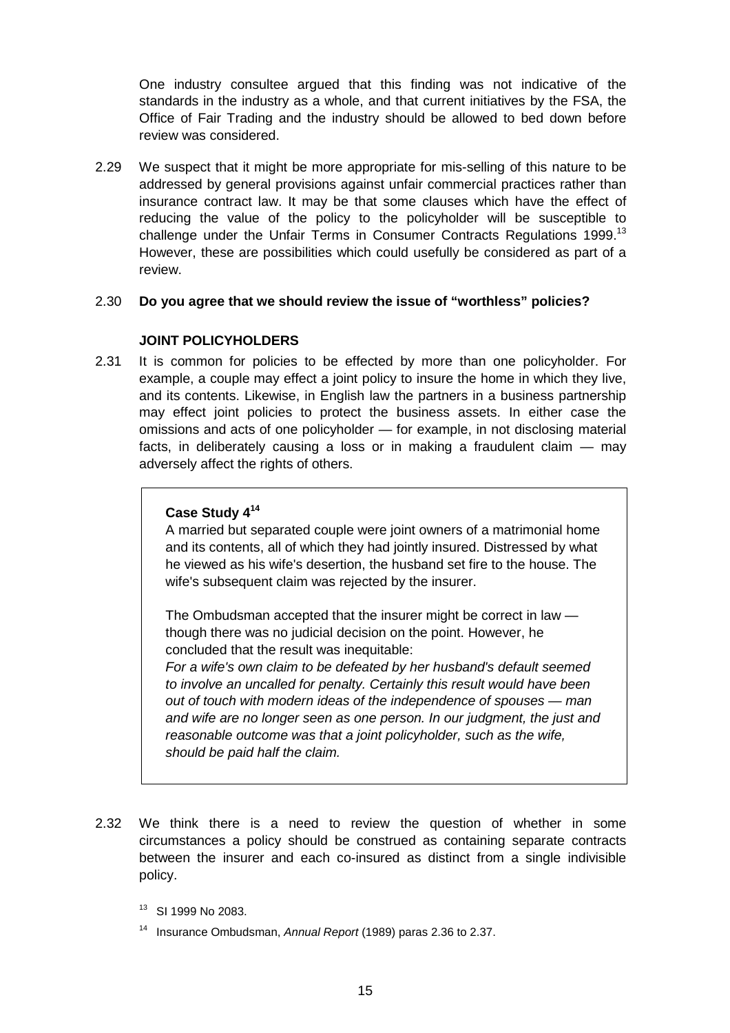One industry consultee argued that this finding was not indicative of the standards in the industry as a whole, and that current initiatives by the FSA, the Office of Fair Trading and the industry should be allowed to bed down before review was considered.

2.29 We suspect that it might be more appropriate for mis-selling of this nature to be addressed by general provisions against unfair commercial practices rather than insurance contract law. It may be that some clauses which have the effect of reducing the value of the policy to the policyholder will be susceptible to challenge under the Unfair Terms in Consumer Contracts Regulations 1999.[13] However, these are possibilities which could usefully be considered as part of a review.

2.30 **Do you agree that we should review the issue of "worthless" policies?**

### JOINT POLICYHOLDERS

2.31 It is common for policies to be effected by more than one policyholder. For example, a couple may effect a joint policy to insure the home in which they live, and its contents. Likewise, in English law the partners in a business partnership may effect joint policies to protect the business assets. In either case the omissions and acts of one policyholder — for example, in not disclosing material facts, in deliberately causing a loss or in making a fraudulent claim — may adversely affect the rights of others.

> **Case Study 4[14]**
>
> A married but separated couple were joint owners of a matrimonial home and its contents, all of which they had jointly insured. Distressed by what he viewed as his wife's desertion, the husband set fire to the house. The wife's subsequent claim was rejected by the insurer.
>
> The Ombudsman accepted that the insurer might be correct in law — though there was no judicial decision on the point. However, he concluded that the result was inequitable:
>
> *For a wife's own claim to be defeated by her husband's default seemed to involve an uncalled for penalty. Certainly this result would have been out of touch with modern ideas of the independence of spouses — man and wife are no longer seen as one person. In our judgment, the just and reasonable outcome was that a joint policyholder, such as the wife, should be paid half the claim.*

2.32 We think there is a need to review the question of whether in some circumstances a policy should be construed as containing separate contracts between the insurer and each co-insured as distinct from a single indivisible policy.

[13] SI 1999 No 2083.

[14] Insurance Ombudsman, *Annual Report* (1989) paras 2.36 to 2.37.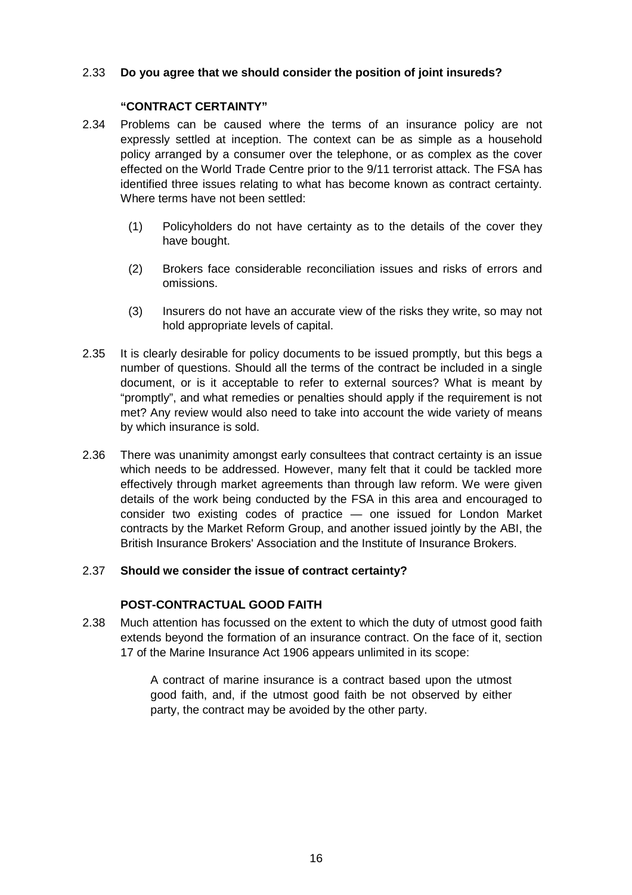2.33 **Do you agree that we should consider the position of joint insureds?**

### "CONTRACT CERTAINTY"

2.34 Problems can be caused where the terms of an insurance policy are not expressly settled at inception. The context can be as simple as a household policy arranged by a consumer over the telephone, or as complex as the cover effected on the World Trade Centre prior to the 9/11 terrorist attack. The FSA has identified three issues relating to what has become known as contract certainty. Where terms have not been settled:

(1) Policyholders do not have certainty as to the details of the cover they have bought.

(2) Brokers face considerable reconciliation issues and risks of errors and omissions.

(3) Insurers do not have an accurate view of the risks they write, so may not hold appropriate levels of capital.

2.35 It is clearly desirable for policy documents to be issued promptly, but this begs a number of questions. Should all the terms of the contract be included in a single document, or is it acceptable to refer to external sources? What is meant by "promptly", and what remedies or penalties should apply if the requirement is not met? Any review would also need to take into account the wide variety of means by which insurance is sold.

2.36 There was unanimity amongst early consultees that contract certainty is an issue which needs to be addressed. However, many felt that it could be tackled more effectively through market agreements than through law reform. We were given details of the work being conducted by the FSA in this area and encouraged to consider two existing codes of practice — one issued for London Market contracts by the Market Reform Group, and another issued jointly by the ABI, the British Insurance Brokers' Association and the Institute of Insurance Brokers.

2.37 **Should we consider the issue of contract certainty?**

### POST-CONTRACTUAL GOOD FAITH

2.38 Much attention has focussed on the extent to which the duty of utmost good faith extends beyond the formation of an insurance contract. On the face of it, section 17 of the Marine Insurance Act 1906 appears unlimited in its scope:

> A contract of marine insurance is a contract based upon the utmost good faith, and, if the utmost good faith be not observed by either party, the contract may be avoided by the other party.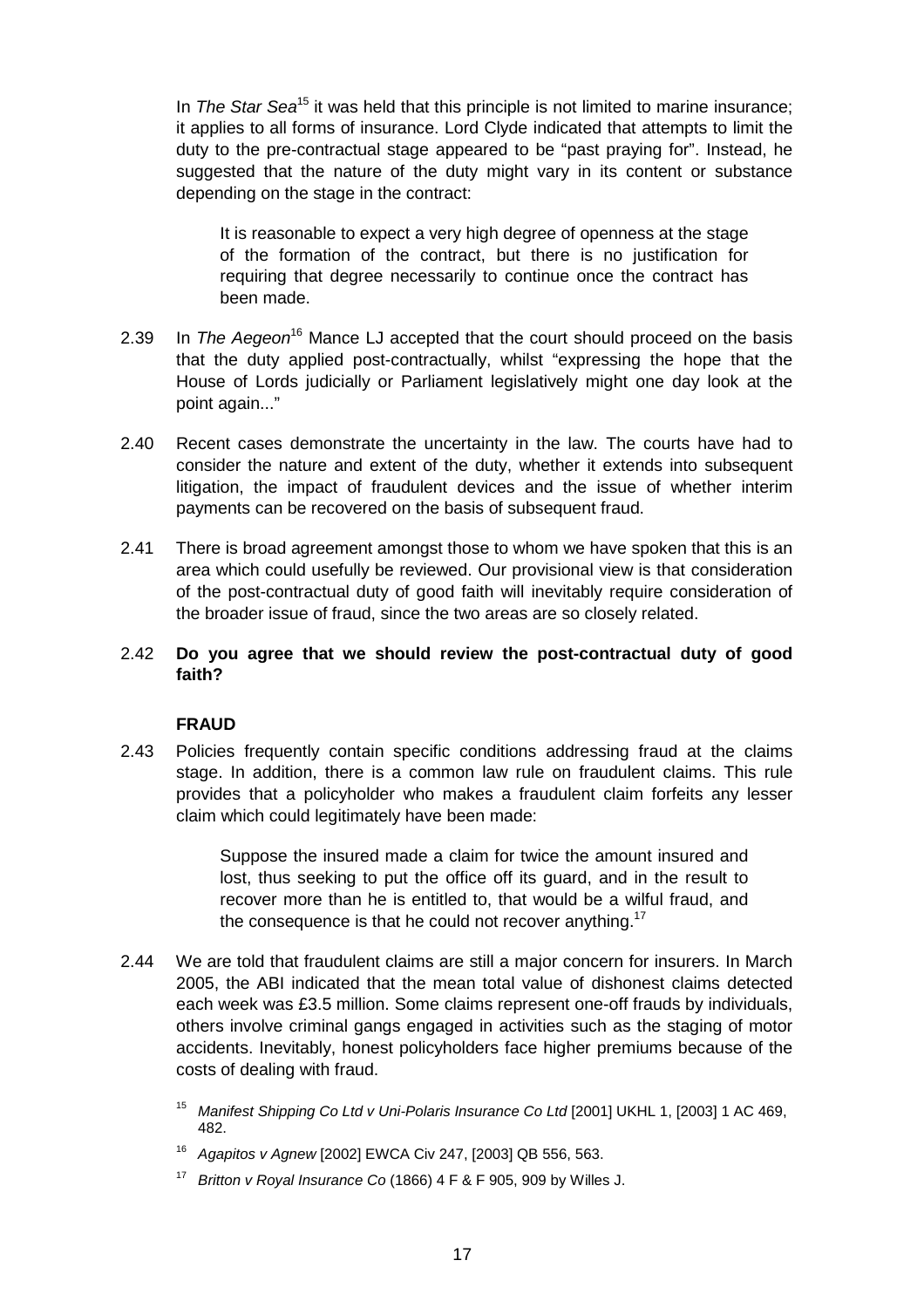In *The Star Sea*[15] it was held that this principle is not limited to marine insurance; it applies to all forms of insurance. Lord Clyde indicated that attempts to limit the duty to the pre-contractual stage appeared to be "past praying for". Instead, he suggested that the nature of the duty might vary in its content or substance depending on the stage in the contract:

> It is reasonable to expect a very high degree of openness at the stage of the formation of the contract, but there is no justification for requiring that degree necessarily to continue once the contract has been made.

2.39 In *The Aegeon*[16] Mance LJ accepted that the court should proceed on the basis that the duty applied post-contractually, whilst "expressing the hope that the House of Lords judicially or Parliament legislatively might one day look at the point again..."

2.40 Recent cases demonstrate the uncertainty in the law. The courts have had to consider the nature and extent of the duty, whether it extends into subsequent litigation, the impact of fraudulent devices and the issue of whether interim payments can be recovered on the basis of subsequent fraud.

2.41 There is broad agreement amongst those to whom we have spoken that this is an area which could usefully be reviewed. Our provisional view is that consideration of the post-contractual duty of good faith will inevitably require consideration of the broader issue of fraud, since the two areas are so closely related.

2.42 **Do you agree that we should review the post-contractual duty of good faith?**

### FRAUD

2.43 Policies frequently contain specific conditions addressing fraud at the claims stage. In addition, there is a common law rule on fraudulent claims. This rule provides that a policyholder who makes a fraudulent claim forfeits any lesser claim which could legitimately have been made:

> Suppose the insured made a claim for twice the amount insured and lost, thus seeking to put the office off its guard, and in the result to recover more than he is entitled to, that would be a wilful fraud, and the consequence is that he could not recover anything.[17]

2.44 We are told that fraudulent claims are still a major concern for insurers. In March 2005, the ABI indicated that the mean total value of dishonest claims detected each week was £3.5 million. Some claims represent one-off frauds by individuals, others involve criminal gangs engaged in activities such as the staging of motor accidents. Inevitably, honest policyholders face higher premiums because of the costs of dealing with fraud.

[15] *Manifest Shipping Co Ltd v Uni-Polaris Insurance Co Ltd* [2001] UKHL 1, [2003] 1 AC 469, 482.

[16] *Agapitos v Agnew* [2002] EWCA Civ 247, [2003] QB 556, 563.

[17] *Britton v Royal Insurance Co* (1866) 4 F & F 905, 909 by Willes J.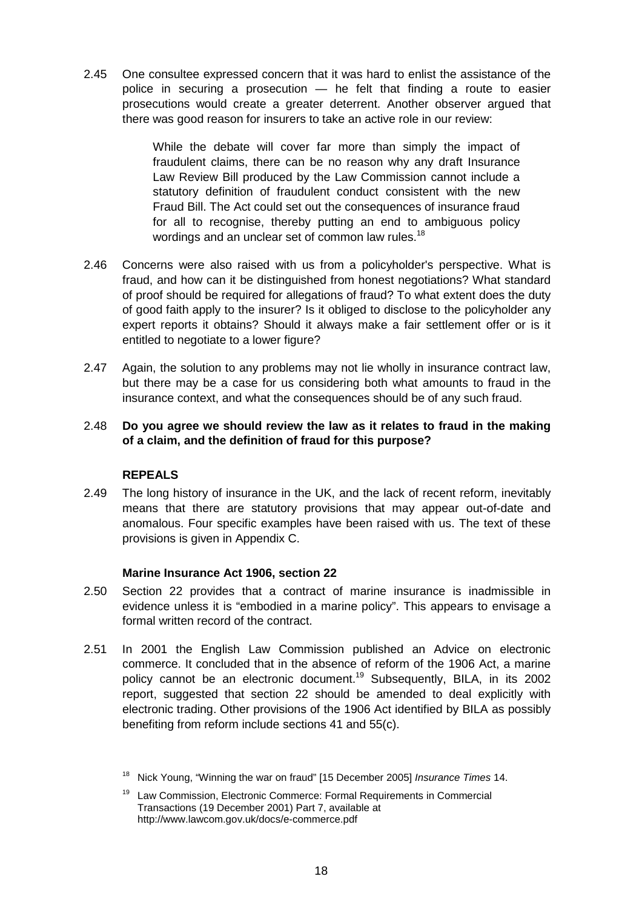2.45 One consultee expressed concern that it was hard to enlist the assistance of the police in securing a prosecution — he felt that finding a route to easier prosecutions would create a greater deterrent. Another observer argued that there was good reason for insurers to take an active role in our review:

> While the debate will cover far more than simply the impact of fraudulent claims, there can be no reason why any draft Insurance Law Review Bill produced by the Law Commission cannot include a statutory definition of fraudulent conduct consistent with the new Fraud Bill. The Act could set out the consequences of insurance fraud for all to recognise, thereby putting an end to ambiguous policy wordings and an unclear set of common law rules.[18]

2.46 Concerns were also raised with us from a policyholder's perspective. What is fraud, and how can it be distinguished from honest negotiations? What standard of proof should be required for allegations of fraud? To what extent does the duty of good faith apply to the insurer? Is it obliged to disclose to the policyholder any expert reports it obtains? Should it always make a fair settlement offer or is it entitled to negotiate to a lower figure?

2.47 Again, the solution to any problems may not lie wholly in insurance contract law, but there may be a case for us considering both what amounts to fraud in the insurance context, and what the consequences should be of any such fraud.

2.48 **Do you agree we should review the law as it relates to fraud in the making of a claim, and the definition of fraud for this purpose?**

## REPEALS

2.49 The long history of insurance in the UK, and the lack of recent reform, inevitably means that there are statutory provisions that may appear out-of-date and anomalous. Four specific examples have been raised with us. The text of these provisions is given in Appendix C.

### Marine Insurance Act 1906, section 22

2.50 Section 22 provides that a contract of marine insurance is inadmissible in evidence unless it is "embodied in a marine policy". This appears to envisage a formal written record of the contract.

2.51 In 2001 the English Law Commission published an Advice on electronic commerce. It concluded that in the absence of reform of the 1906 Act, a marine policy cannot be an electronic document.[19] Subsequently, BILA, in its 2002 report, suggested that section 22 should be amended to deal explicitly with electronic trading. Other provisions of the 1906 Act identified by BILA as possibly benefiting from reform include sections 41 and 55(c).

---

[18] Nick Young, "Winning the war on fraud" [15 December 2005] *Insurance Times* 14.

[19] Law Commission, Electronic Commerce: Formal Requirements in Commercial Transactions (19 December 2001) Part 7, available at http://www.lawcom.gov.uk/docs/e-commerce.pdf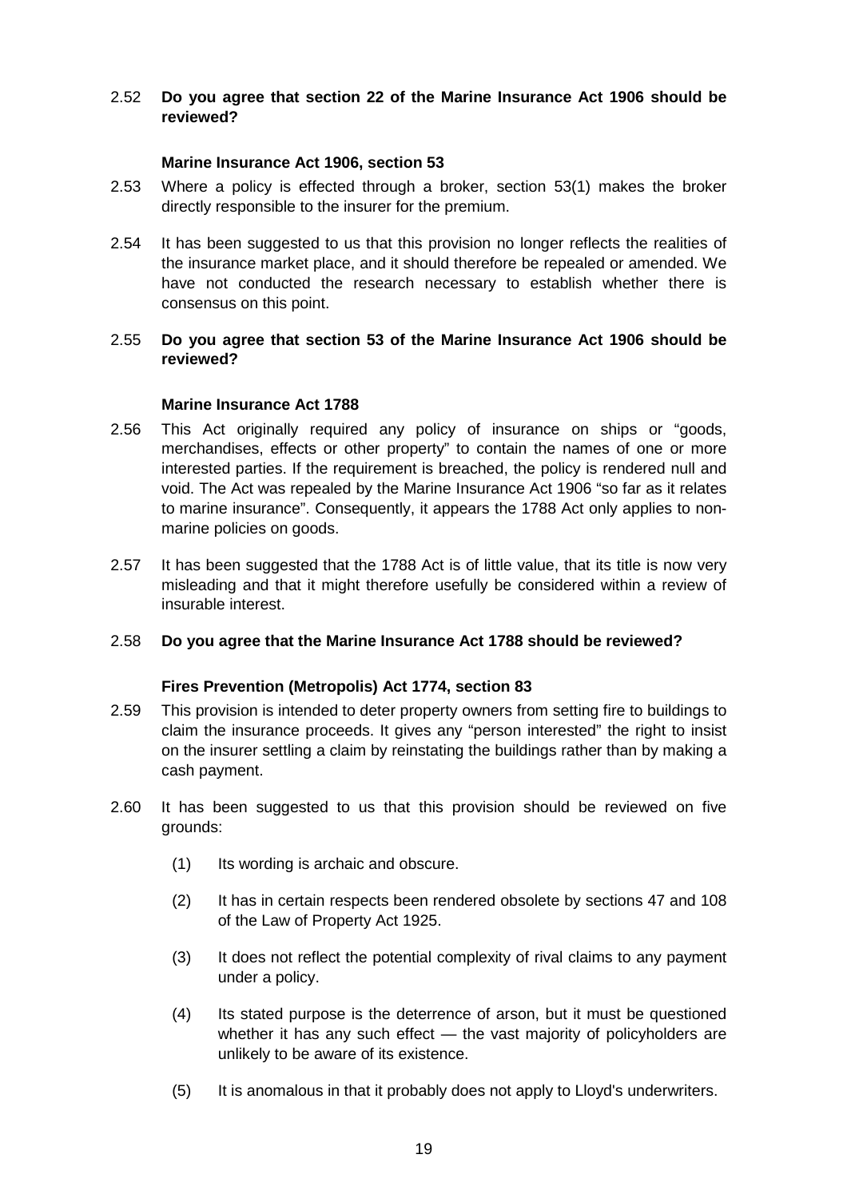2.52 **Do you agree that section 22 of the Marine Insurance Act 1906 should be reviewed?**

### Marine Insurance Act 1906, section 53

2.53 Where a policy is effected through a broker, section 53(1) makes the broker directly responsible to the insurer for the premium.

2.54 It has been suggested to us that this provision no longer reflects the realities of the insurance market place, and it should therefore be repealed or amended. We have not conducted the research necessary to establish whether there is consensus on this point.

2.55 **Do you agree that section 53 of the Marine Insurance Act 1906 should be reviewed?**

### Marine Insurance Act 1788

2.56 This Act originally required any policy of insurance on ships or "goods, merchandises, effects or other property" to contain the names of one or more interested parties. If the requirement is breached, the policy is rendered null and void. The Act was repealed by the Marine Insurance Act 1906 "so far as it relates to marine insurance". Consequently, it appears the 1788 Act only applies to non-marine policies on goods.

2.57 It has been suggested that the 1788 Act is of little value, that its title is now very misleading and that it might therefore usefully be considered within a review of insurable interest.

2.58 **Do you agree that the Marine Insurance Act 1788 should be reviewed?**

### Fires Prevention (Metropolis) Act 1774, section 83

2.59 This provision is intended to deter property owners from setting fire to buildings to claim the insurance proceeds. It gives any "person interested" the right to insist on the insurer settling a claim by reinstating the buildings rather than by making a cash payment.

2.60 It has been suggested to us that this provision should be reviewed on five grounds:

(1) Its wording is archaic and obscure.

(2) It has in certain respects been rendered obsolete by sections 47 and 108 of the Law of Property Act 1925.

(3) It does not reflect the potential complexity of rival claims to any payment under a policy.

(4) Its stated purpose is the deterrence of arson, but it must be questioned whether it has any such effect — the vast majority of policyholders are unlikely to be aware of its existence.

(5) It is anomalous in that it probably does not apply to Lloyd's underwriters.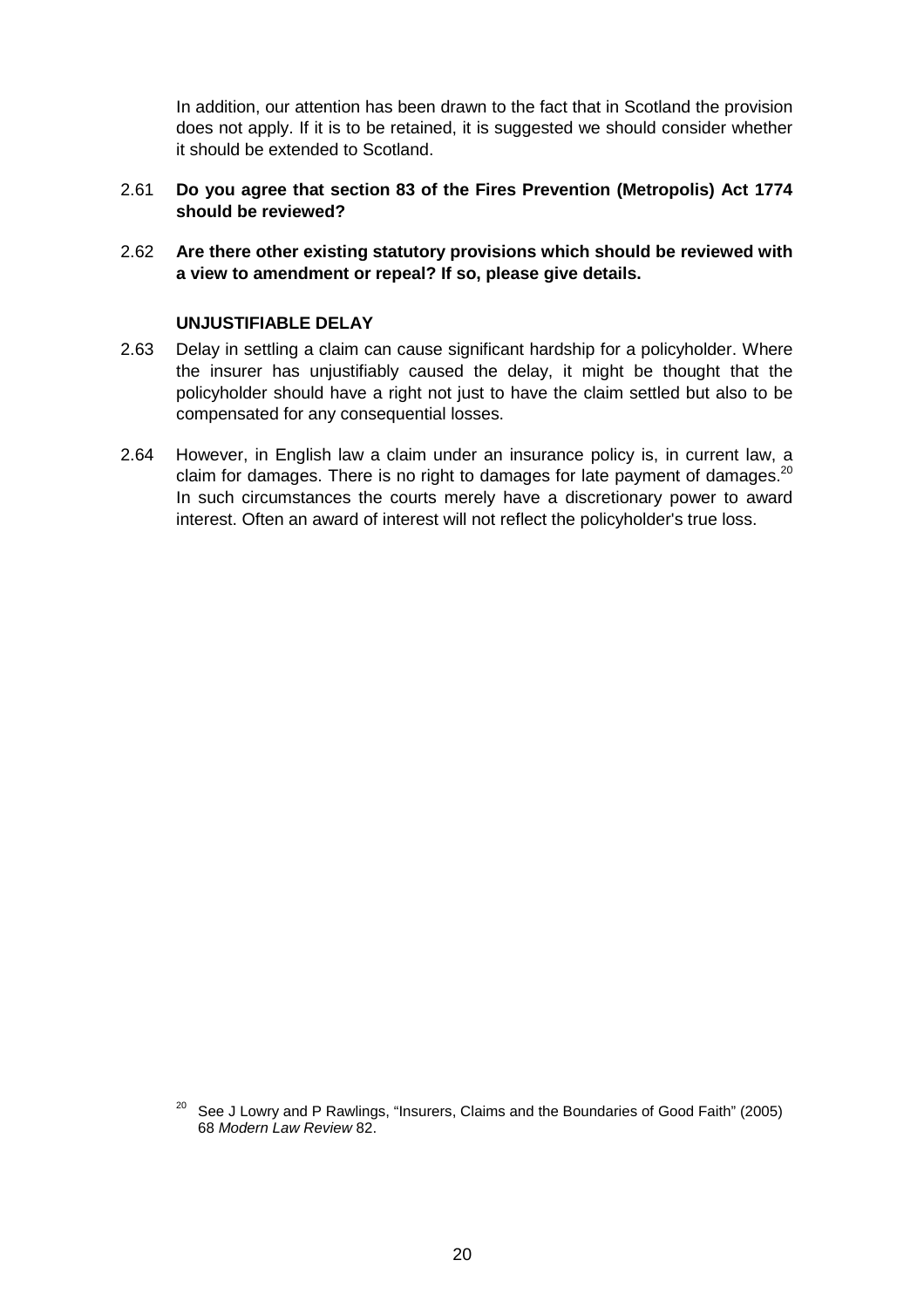In addition, our attention has been drawn to the fact that in Scotland the provision does not apply. If it is to be retained, it is suggested we should consider whether it should be extended to Scotland.

2.61 **Do you agree that section 83 of the Fires Prevention (Metropolis) Act 1774 should be reviewed?**

2.62 **Are there other existing statutory provisions which should be reviewed with a view to amendment or repeal? If so, please give details.**

### UNJUSTIFIABLE DELAY

2.63 Delay in settling a claim can cause significant hardship for a policyholder. Where the insurer has unjustifiably caused the delay, it might be thought that the policyholder should have a right not just to have the claim settled but also to be compensated for any consequential losses.

2.64 However, in English law a claim under an insurance policy is, in current law, a claim for damages. There is no right to damages for late payment of damages.[20] In such circumstances the courts merely have a discretionary power to award interest. Often an award of interest will not reflect the policyholder's true loss.

[20] See J Lowry and P Rawlings, "Insurers, Claims and the Boundaries of Good Faith" (2005) 68 *Modern Law Review* 82.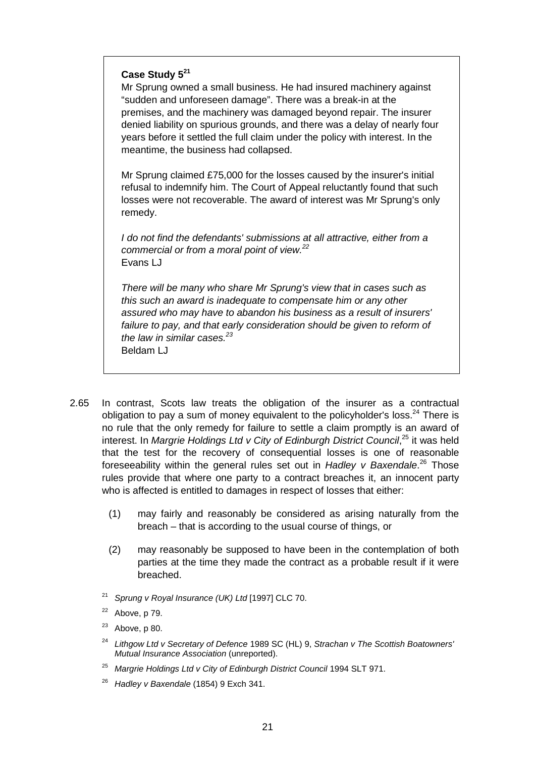**Case Study 5**[21]

Mr Sprung owned a small business. He had insured machinery against "sudden and unforeseen damage". There was a break-in at the premises, and the machinery was damaged beyond repair. The insurer denied liability on spurious grounds, and there was a delay of nearly four years before it settled the full claim under the policy with interest. In the meantime, the business had collapsed.

Mr Sprung claimed £75,000 for the losses caused by the insurer's initial refusal to indemnify him. The Court of Appeal reluctantly found that such losses were not recoverable. The award of interest was Mr Sprung's only remedy.

*I do not find the defendants' submissions at all attractive, either from a commercial or from a moral point of view.*[22]
Evans LJ

*There will be many who share Mr Sprung's view that in cases such as this such an award is inadequate to compensate him or any other assured who may have to abandon his business as a result of insurers' failure to pay, and that early consideration should be given to reform of the law in similar cases.*[23]
Beldam LJ

2.65 In contrast, Scots law treats the obligation of the insurer as a contractual obligation to pay a sum of money equivalent to the policyholder's loss.[24] There is no rule that the only remedy for failure to settle a claim promptly is an award of interest. In *Margrie Holdings Ltd v City of Edinburgh District Council*,[25] it was held that the test for the recovery of consequential losses is one of reasonable foreseeability within the general rules set out in *Hadley v Baxendale*.[26] Those rules provide that where one party to a contract breaches it, an innocent party who is affected is entitled to damages in respect of losses that either:

(1) may fairly and reasonably be considered as arising naturally from the breach – that is according to the usual course of things, or

(2) may reasonably be supposed to have been in the contemplation of both parties at the time they made the contract as a probable result if it were breached.

[21] *Sprung v Royal Insurance (UK) Ltd* [1997] CLC 70.

[22] Above, p 79.

[23] Above, p 80.

[24] *Lithgow Ltd v Secretary of Defence* 1989 SC (HL) 9, *Strachan v The Scottish Boatowners' Mutual Insurance Association* (unreported).

[25] *Margrie Holdings Ltd v City of Edinburgh District Council* 1994 SLT 971.

[26] *Hadley v Baxendale* (1854) 9 Exch 341.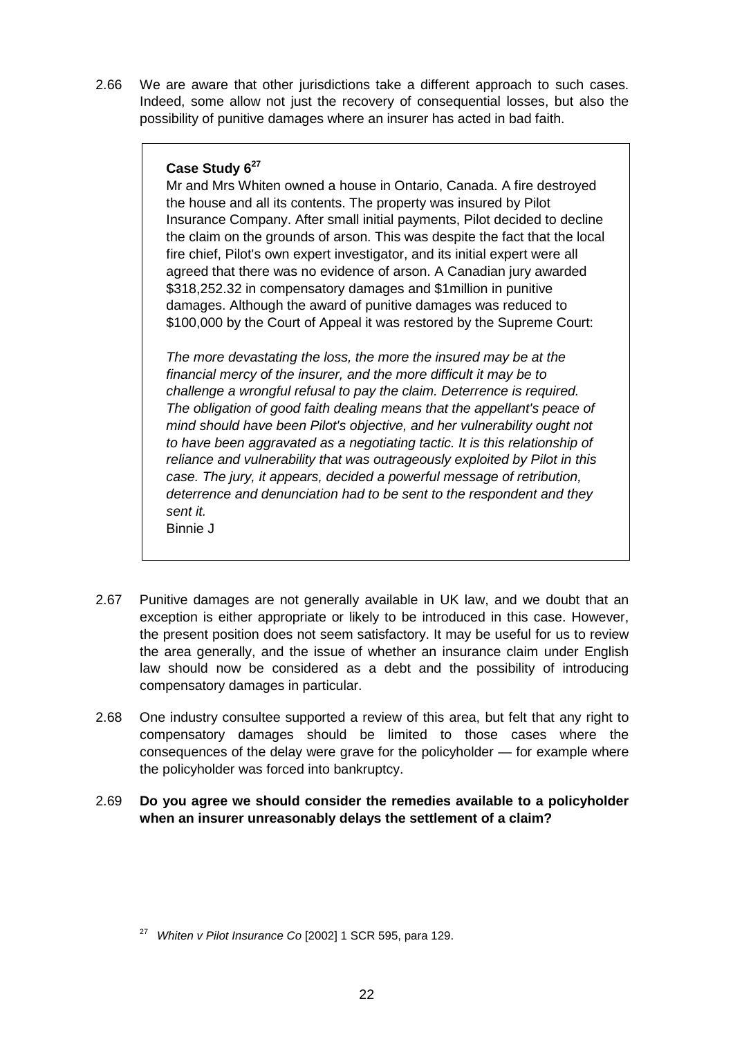2.66 We are aware that other jurisdictions take a different approach to such cases. Indeed, some allow not just the recovery of consequential losses, but also the possibility of punitive damages where an insurer has acted in bad faith.

> **Case Study 6[27]**
>
> Mr and Mrs Whiten owned a house in Ontario, Canada. A fire destroyed the house and all its contents. The property was insured by Pilot Insurance Company. After small initial payments, Pilot decided to decline the claim on the grounds of arson. This was despite the fact that the local fire chief, Pilot's own expert investigator, and its initial expert were all agreed that there was no evidence of arson. A Canadian jury awarded $318,252.32 in compensatory damages and $1million in punitive damages. Although the award of punitive damages was reduced to $100,000 by the Court of Appeal it was restored by the Supreme Court:
>
> *The more devastating the loss, the more the insured may be at the financial mercy of the insurer, and the more difficult it may be to challenge a wrongful refusal to pay the claim. Deterrence is required. The obligation of good faith dealing means that the appellant's peace of mind should have been Pilot's objective, and her vulnerability ought not to have been aggravated as a negotiating tactic. It is this relationship of reliance and vulnerability that was outrageously exploited by Pilot in this case. The jury, it appears, decided a powerful message of retribution, deterrence and denunciation had to be sent to the respondent and they sent it.*
>
> Binnie J

2.67 Punitive damages are not generally available in UK law, and we doubt that an exception is either appropriate or likely to be introduced in this case. However, the present position does not seem satisfactory. It may be useful for us to review the area generally, and the issue of whether an insurance claim under English law should now be considered as a debt and the possibility of introducing compensatory damages in particular.

2.68 One industry consultee supported a review of this area, but felt that any right to compensatory damages should be limited to those cases where the consequences of the delay were grave for the policyholder — for example where the policyholder was forced into bankruptcy.

2.69 **Do you agree we should consider the remedies available to a policyholder when an insurer unreasonably delays the settlement of a claim?**

[27] *Whiten v Pilot Insurance Co* [2002] 1 SCR 595, para 129.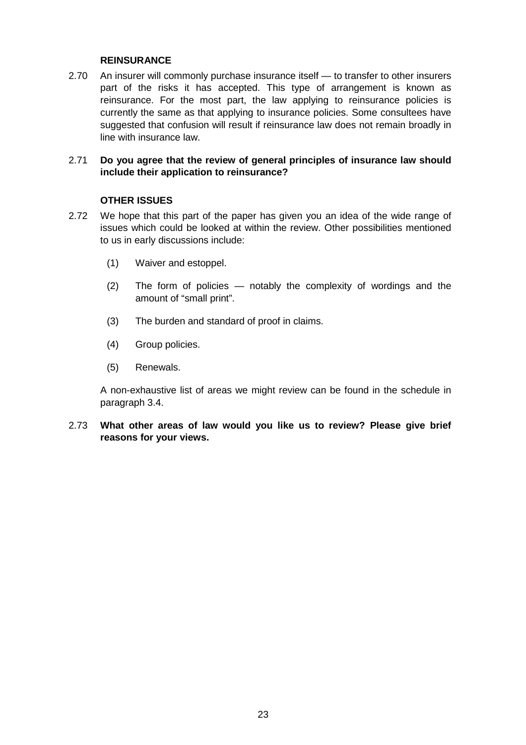### REINSURANCE

2.70 An insurer will commonly purchase insurance itself — to transfer to other insurers part of the risks it has accepted. This type of arrangement is known as reinsurance. For the most part, the law applying to reinsurance policies is currently the same as that applying to insurance policies. Some consultees have suggested that confusion will result if reinsurance law does not remain broadly in line with insurance law.

2.71 **Do you agree that the review of general principles of insurance law should include their application to reinsurance?**

### OTHER ISSUES

2.72 We hope that this part of the paper has given you an idea of the wide range of issues which could be looked at within the review. Other possibilities mentioned to us in early discussions include:

(1) Waiver and estoppel.

(2) The form of policies — notably the complexity of wordings and the amount of "small print".

(3) The burden and standard of proof in claims.

(4) Group policies.

(5) Renewals.

A non-exhaustive list of areas we might review can be found in the schedule in paragraph 3.4.

2.73 **What other areas of law would you like us to review? Please give brief reasons for your views.**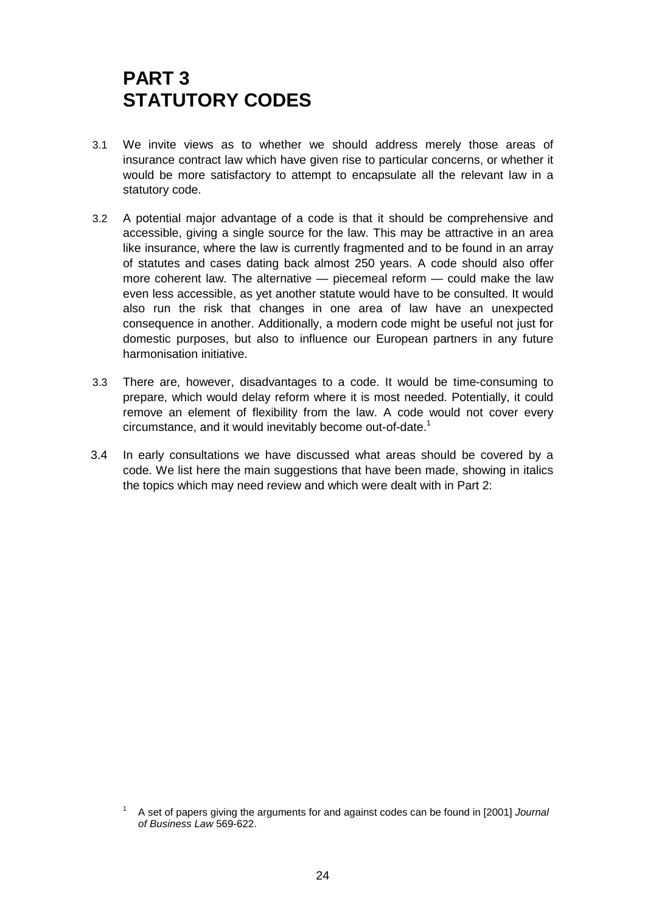# PART 3
# STATUTORY CODES

3.1 We invite views as to whether we should address merely those areas of insurance contract law which have given rise to particular concerns, or whether it would be more satisfactory to attempt to encapsulate all the relevant law in a statutory code.

3.2 A potential major advantage of a code is that it should be comprehensive and accessible, giving a single source for the law. This may be attractive in an area like insurance, where the law is currently fragmented and to be found in an array of statutes and cases dating back almost 250 years. A code should also offer more coherent law. The alternative — piecemeal reform — could make the law even less accessible, as yet another statute would have to be consulted. It would also run the risk that changes in one area of law have an unexpected consequence in another. Additionally, a modern code might be useful not just for domestic purposes, but also to influence our European partners in any future harmonisation initiative.

3.3 There are, however, disadvantages to a code. It would be time-consuming to prepare, which would delay reform where it is most needed. Potentially, it could remove an element of flexibility from the law. A code would not cover every circumstance, and it would inevitably become out-of-date.[1]

3.4 In early consultations we have discussed what areas should be covered by a code. We list here the main suggestions that have been made, showing in italics the topics which may need review and which were dealt with in Part 2:

[1] A set of papers giving the arguments for and against codes can be found in [2001] *Journal of Business Law* 569-622.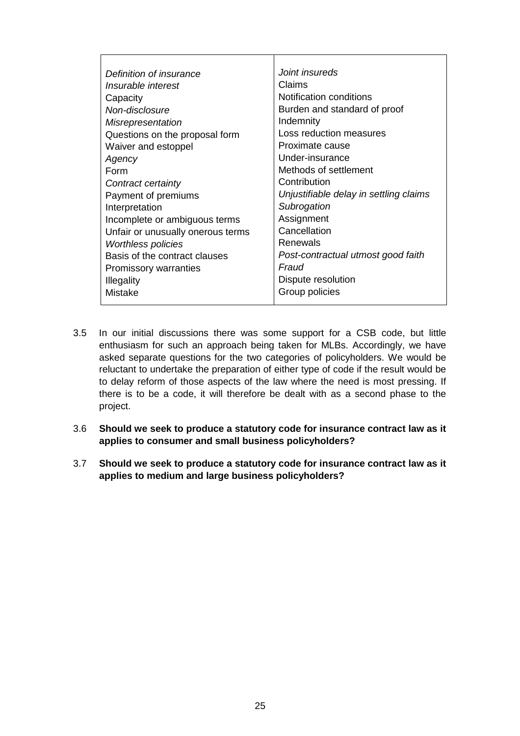| | |
|---|---|
| *Definition of insurance* | *Joint insureds* |
| *Insurable interest* | Claims |
| Capacity | Notification conditions |
| *Non-disclosure* | Burden and standard of proof |
| *Misrepresentation* | Indemnity |
| Questions on the proposal form | Loss reduction measures |
| Waiver and estoppel | Proximate cause |
| *Agency* | Under-insurance |
| Form | Methods of settlement |
| *Contract certainty* | Contribution |
| Payment of premiums | *Unjustifiable delay in settling claims* |
| Interpretation | *Subrogation* |
| Incomplete or ambiguous terms | Assignment |
| Unfair or unusually onerous terms | Cancellation |
| *Worthless policies* | Renewals |
| Basis of the contract clauses | *Post-contractual utmost good faith* |
| Promissory warranties | *Fraud* |
| Illegality | Dispute resolution |
| Mistake | Group policies |

3.5 In our initial discussions there was some support for a CSB code, but little enthusiasm for such an approach being taken for MLBs. Accordingly, we have asked separate questions for the two categories of policyholders. We would be reluctant to undertake the preparation of either type of code if the result would be to delay reform of those aspects of the law where the need is most pressing. If there is to be a code, it will therefore be dealt with as a second phase to the project.

3.6 **Should we seek to produce a statutory code for insurance contract law as it applies to consumer and small business policyholders?**

3.7 **Should we seek to produce a statutory code for insurance contract law as it applies to medium and large business policyholders?**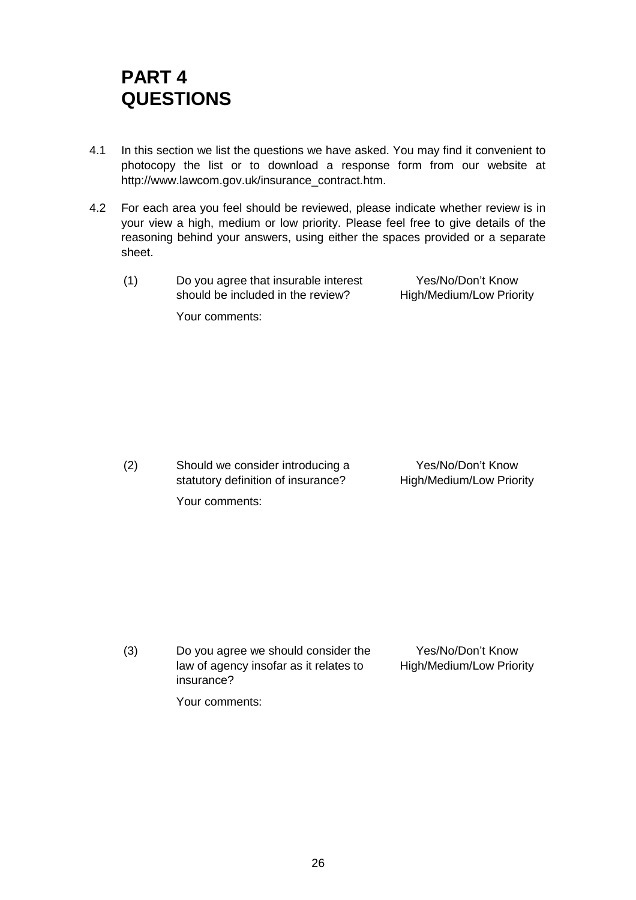# PART 4 QUESTIONS

4.1 In this section we list the questions we have asked. You may find it convenient to photocopy the list or to download a response form from our website at http://www.lawcom.gov.uk/insurance_contract.htm.

4.2 For each area you feel should be reviewed, please indicate whether review is in your view a high, medium or low priority. Please feel free to give details of the reasoning behind your answers, using either the spaces provided or a separate sheet.

(1) Do you agree that insurable interest should be included in the review?

Yes/No/Don't Know
High/Medium/Low Priority

Your comments:

(2) Should we consider introducing a statutory definition of insurance?

Yes/No/Don't Know
High/Medium/Low Priority

Your comments:

(3) Do you agree we should consider the law of agency insofar as it relates to insurance?

Yes/No/Don't Know
High/Medium/Low Priority

Your comments: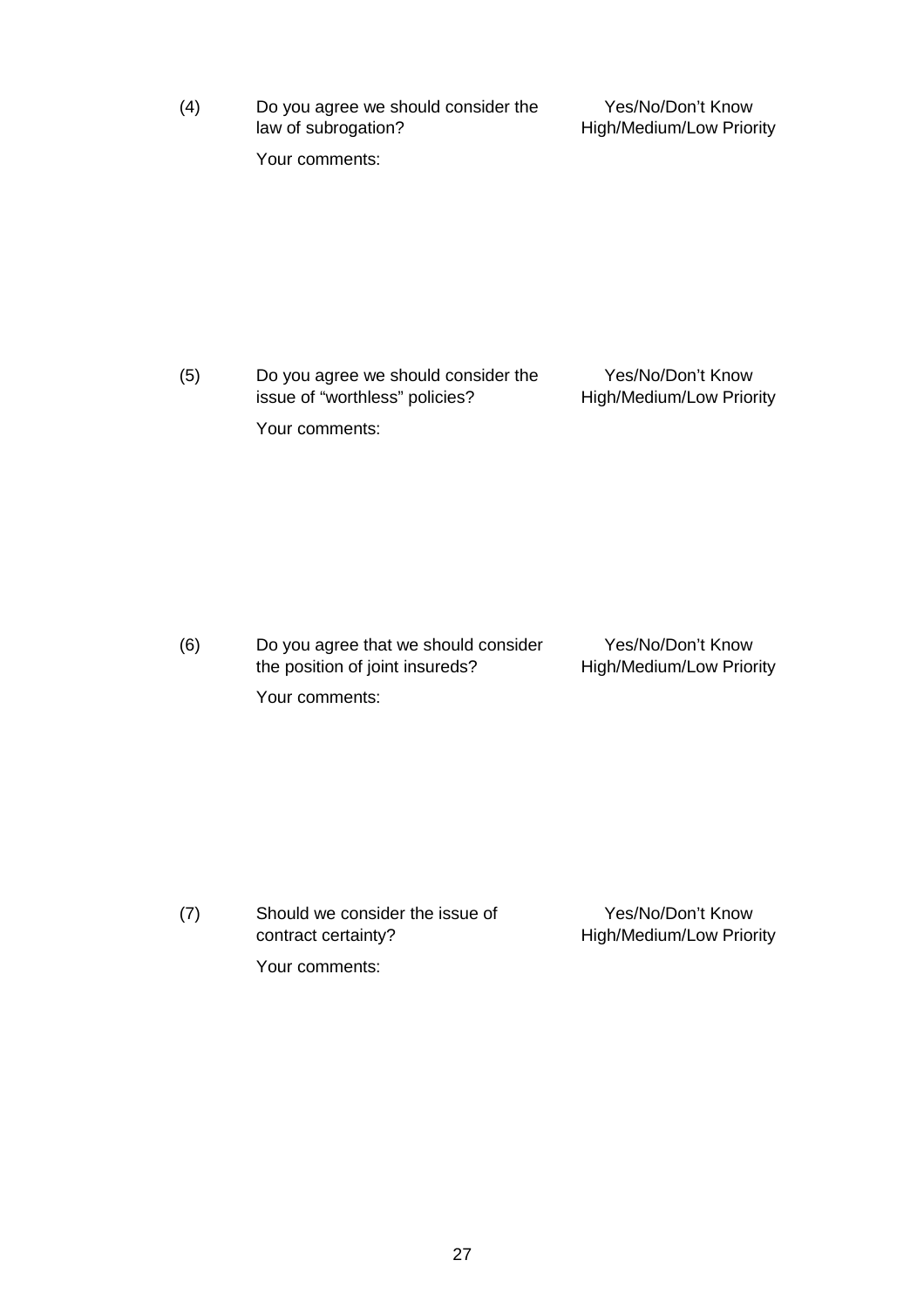(4) Do you agree we should consider the law of subrogation?

Yes/No/Don't Know
High/Medium/Low Priority

Your comments:

(5) Do you agree we should consider the issue of "worthless" policies?

Yes/No/Don't Know
High/Medium/Low Priority

Your comments:

(6) Do you agree that we should consider the position of joint insureds?

Yes/No/Don't Know
High/Medium/Low Priority

Your comments:

(7) Should we consider the issue of contract certainty?

Yes/No/Don't Know
High/Medium/Low Priority

Your comments: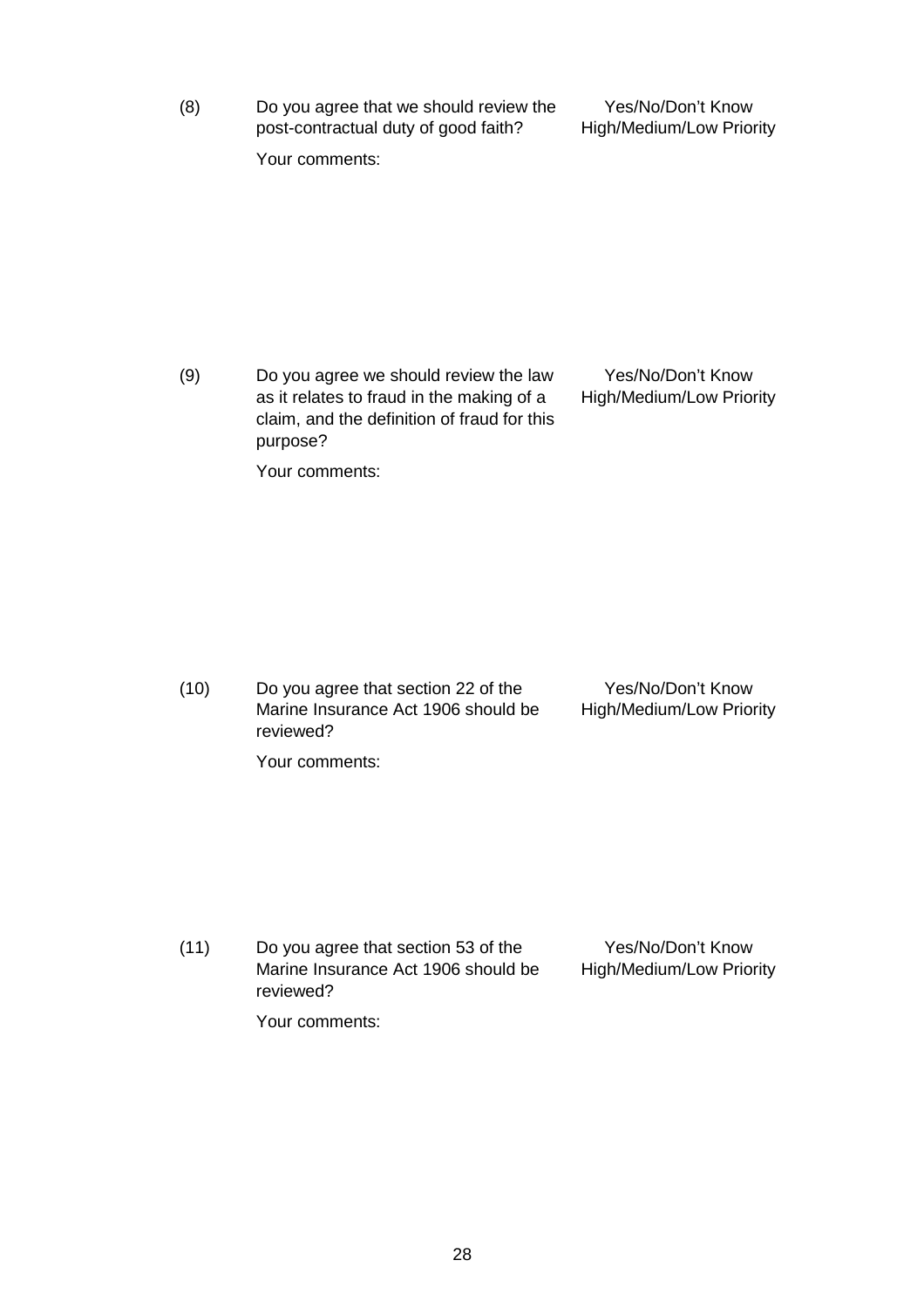(8) Do you agree that we should review the post-contractual duty of good faith?

Yes/No/Don't Know
High/Medium/Low Priority

Your comments:

(9) Do you agree we should review the law as it relates to fraud in the making of a claim, and the definition of fraud for this purpose?

Yes/No/Don't Know
High/Medium/Low Priority

Your comments:

(10) Do you agree that section 22 of the Marine Insurance Act 1906 should be reviewed?

Yes/No/Don't Know
High/Medium/Low Priority

Your comments:

(11) Do you agree that section 53 of the Marine Insurance Act 1906 should be reviewed?

Yes/No/Don't Know
High/Medium/Low Priority

Your comments: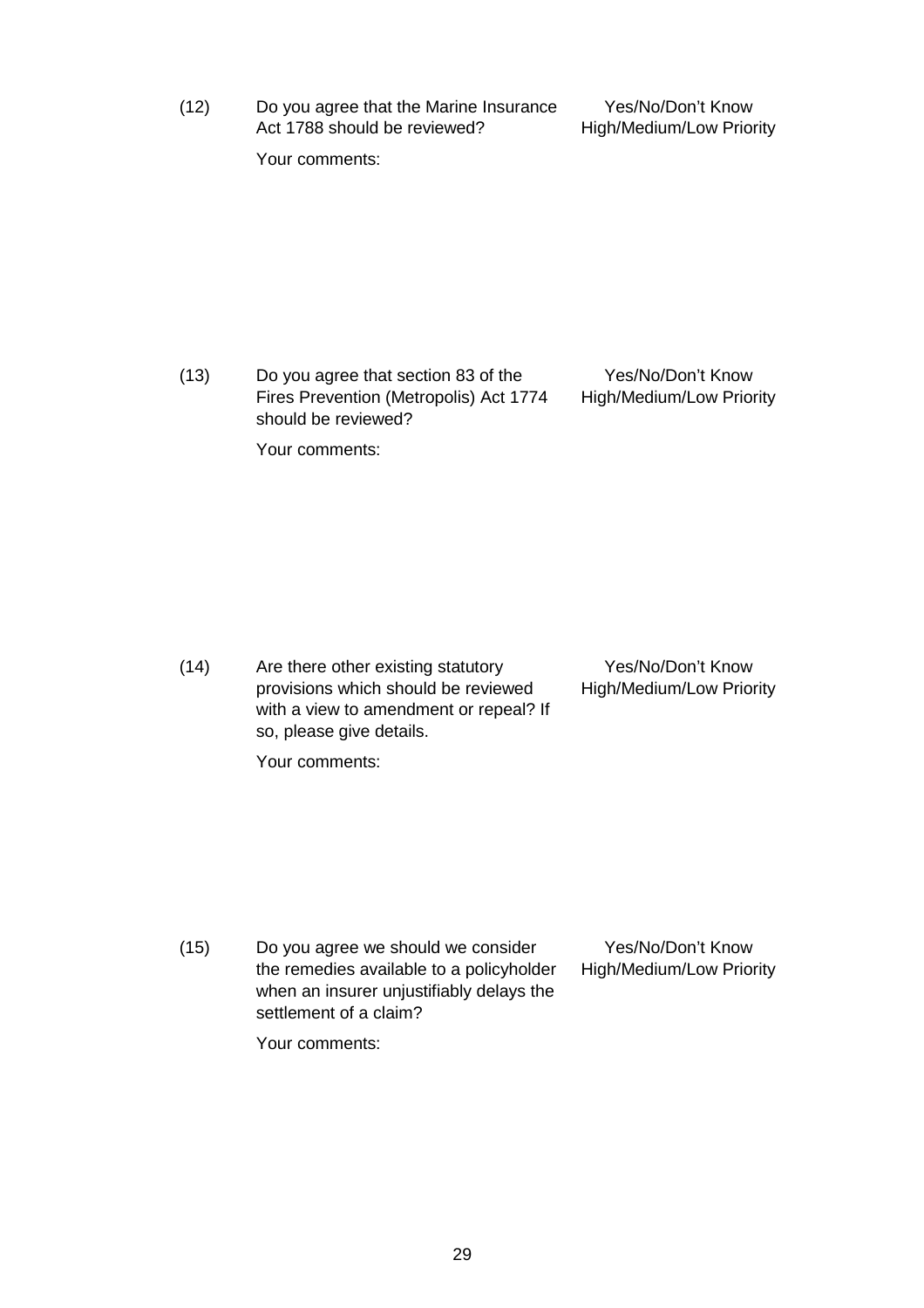(12) Do you agree that the Marine Insurance Act 1788 should be reviewed?

Yes/No/Don't Know
High/Medium/Low Priority

Your comments:

(13) Do you agree that section 83 of the Fires Prevention (Metropolis) Act 1774 should be reviewed?

Yes/No/Don't Know
High/Medium/Low Priority

Your comments:

(14) Are there other existing statutory provisions which should be reviewed with a view to amendment or repeal? If so, please give details.

Yes/No/Don't Know
High/Medium/Low Priority

Your comments:

(15) Do you agree we should we consider the remedies available to a policyholder when an insurer unjustifiably delays the settlement of a claim?

Yes/No/Don't Know
High/Medium/Low Priority

Your comments: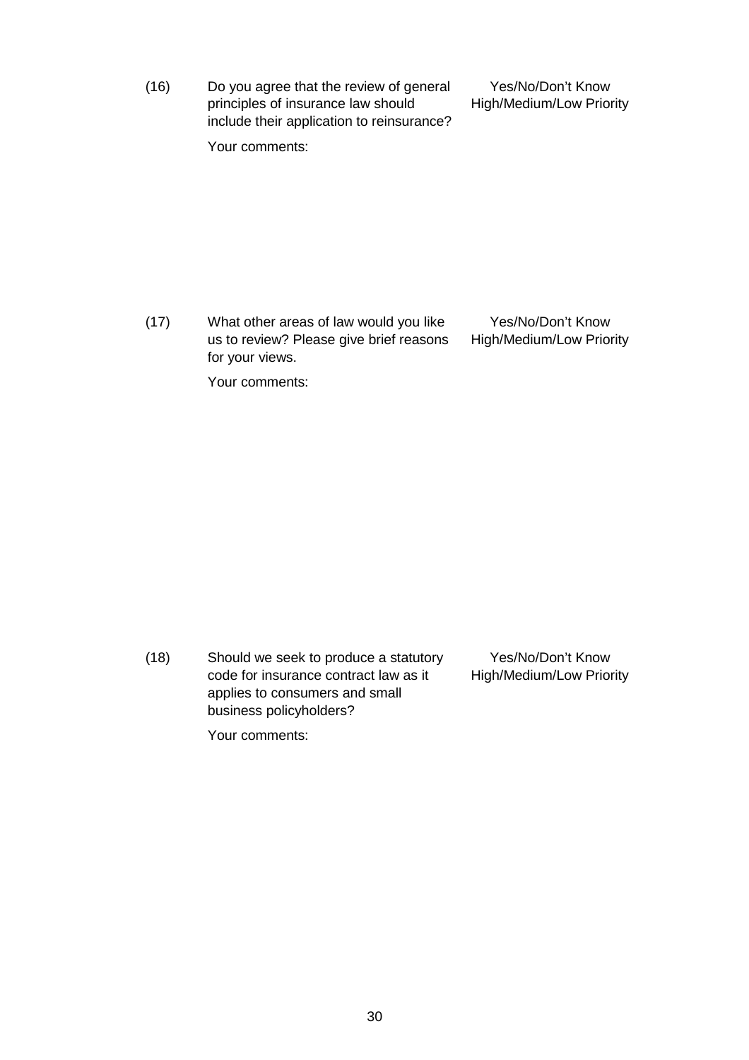(16) Do you agree that the review of general principles of insurance law should include their application to reinsurance?

Yes/No/Don't Know
High/Medium/Low Priority

Your comments:

(17) What other areas of law would you like us to review? Please give brief reasons for your views.

Yes/No/Don't Know
High/Medium/Low Priority

Your comments:

(18) Should we seek to produce a statutory code for insurance contract law as it applies to consumers and small business policyholders?

Yes/No/Don't Know
High/Medium/Low Priority

Your comments: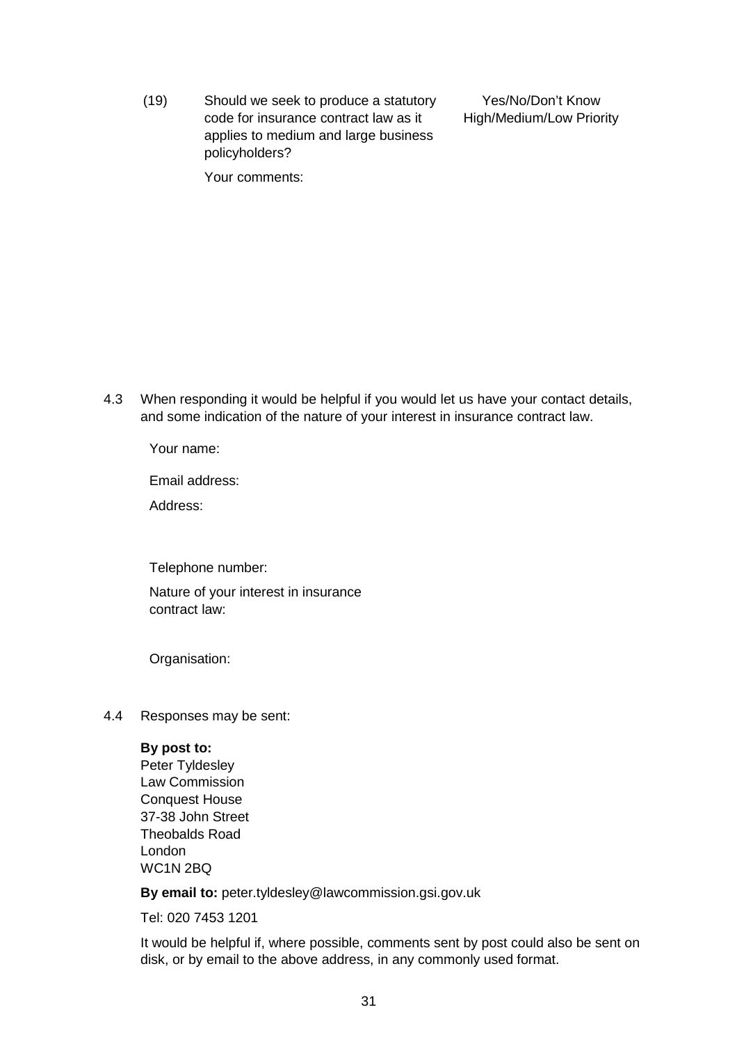(19) Should we seek to produce a statutory code for insurance contract law as it applies to medium and large business policyholders?

Yes/No/Don't Know
High/Medium/Low Priority

Your comments:

4.3 When responding it would be helpful if you would let us have your contact details, and some indication of the nature of your interest in insurance contract law.

Your name:

Email address:

Address:

Telephone number:

Nature of your interest in insurance contract law:

Organisation:

4.4 Responses may be sent:

**By post to:**
Peter Tyldesley
Law Commission
Conquest House
37-38 John Street
Theobalds Road
London
WC1N 2BQ

**By email to:** peter.tyldesley@lawcommission.gsi.gov.uk

Tel: 020 7453 1201

It would be helpful if, where possible, comments sent by post could also be sent on disk, or by email to the above address, in any commonly used format.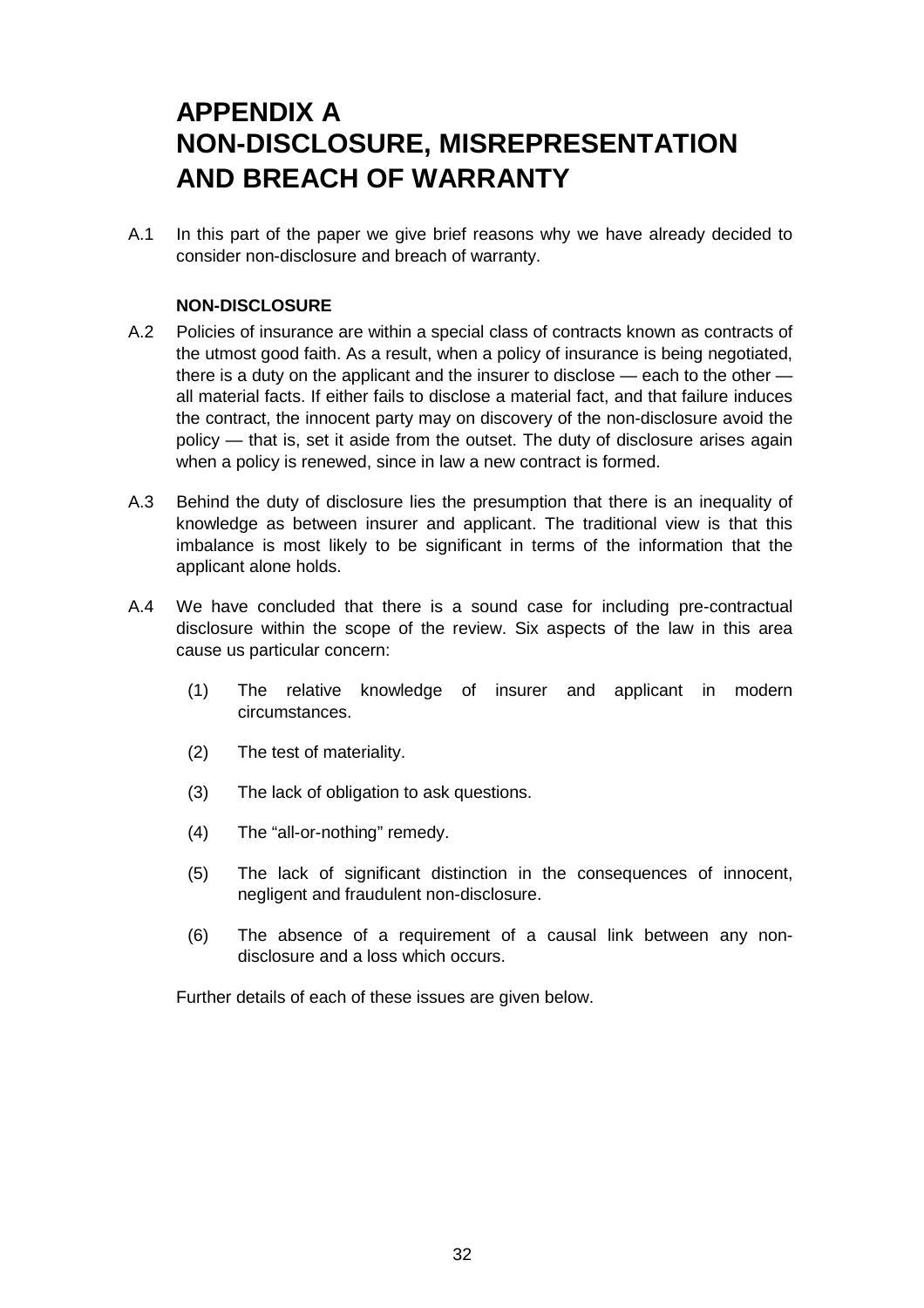# APPENDIX A
# NON-DISCLOSURE, MISREPRESENTATION AND BREACH OF WARRANTY

A.1 In this part of the paper we give brief reasons why we have already decided to consider non-disclosure and breach of warranty.

### NON-DISCLOSURE

A.2 Policies of insurance are within a special class of contracts known as contracts of the utmost good faith. As a result, when a policy of insurance is being negotiated, there is a duty on the applicant and the insurer to disclose — each to the other — all material facts. If either fails to disclose a material fact, and that failure induces the contract, the innocent party may on discovery of the non-disclosure avoid the policy — that is, set it aside from the outset. The duty of disclosure arises again when a policy is renewed, since in law a new contract is formed.

A.3 Behind the duty of disclosure lies the presumption that there is an inequality of knowledge as between insurer and applicant. The traditional view is that this imbalance is most likely to be significant in terms of the information that the applicant alone holds.

A.4 We have concluded that there is a sound case for including pre-contractual disclosure within the scope of the review. Six aspects of the law in this area cause us particular concern:

(1) The relative knowledge of insurer and applicant in modern circumstances.

(2) The test of materiality.

(3) The lack of obligation to ask questions.

(4) The "all-or-nothing" remedy.

(5) The lack of significant distinction in the consequences of innocent, negligent and fraudulent non-disclosure.

(6) The absence of a requirement of a causal link between any non-disclosure and a loss which occurs.

Further details of each of these issues are given below.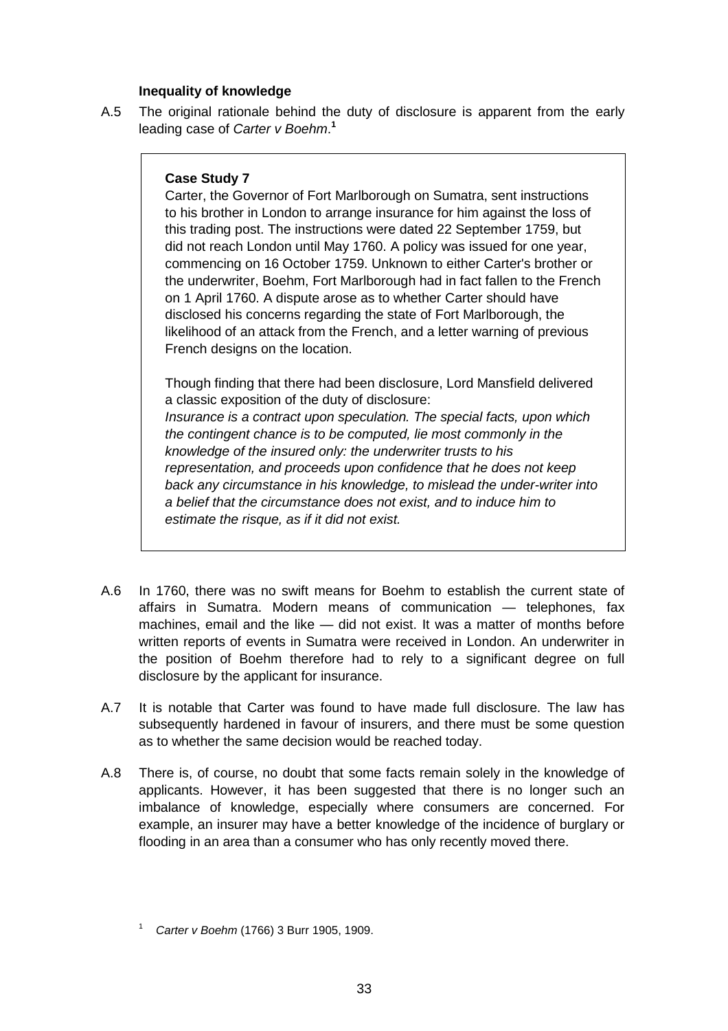### Inequality of knowledge

A.5 The original rationale behind the duty of disclosure is apparent from the early leading case of *Carter v Boehm*.[1]

> **Case Study 7**
>
> Carter, the Governor of Fort Marlborough on Sumatra, sent instructions to his brother in London to arrange insurance for him against the loss of this trading post. The instructions were dated 22 September 1759, but did not reach London until May 1760. A policy was issued for one year, commencing on 16 October 1759. Unknown to either Carter's brother or the underwriter, Boehm, Fort Marlborough had in fact fallen to the French on 1 April 1760. A dispute arose as to whether Carter should have disclosed his concerns regarding the state of Fort Marlborough, the likelihood of an attack from the French, and a letter warning of previous French designs on the location.
>
> Though finding that there had been disclosure, Lord Mansfield delivered a classic exposition of the duty of disclosure:
> *Insurance is a contract upon speculation. The special facts, upon which the contingent chance is to be computed, lie most commonly in the knowledge of the insured only: the underwriter trusts to his representation, and proceeds upon confidence that he does not keep back any circumstance in his knowledge, to mislead the under-writer into a belief that the circumstance does not exist, and to induce him to estimate the risque, as if it did not exist.*

A.6 In 1760, there was no swift means for Boehm to establish the current state of affairs in Sumatra. Modern means of communication — telephones, fax machines, email and the like — did not exist. It was a matter of months before written reports of events in Sumatra were received in London. An underwriter in the position of Boehm therefore had to rely to a significant degree on full disclosure by the applicant for insurance.

A.7 It is notable that Carter was found to have made full disclosure. The law has subsequently hardened in favour of insurers, and there must be some question as to whether the same decision would be reached today.

A.8 There is, of course, no doubt that some facts remain solely in the knowledge of applicants. However, it has been suggested that there is no longer such an imbalance of knowledge, especially where consumers are concerned. For example, an insurer may have a better knowledge of the incidence of burglary or flooding in an area than a consumer who has only recently moved there.

[1] *Carter v Boehm* (1766) 3 Burr 1905, 1909.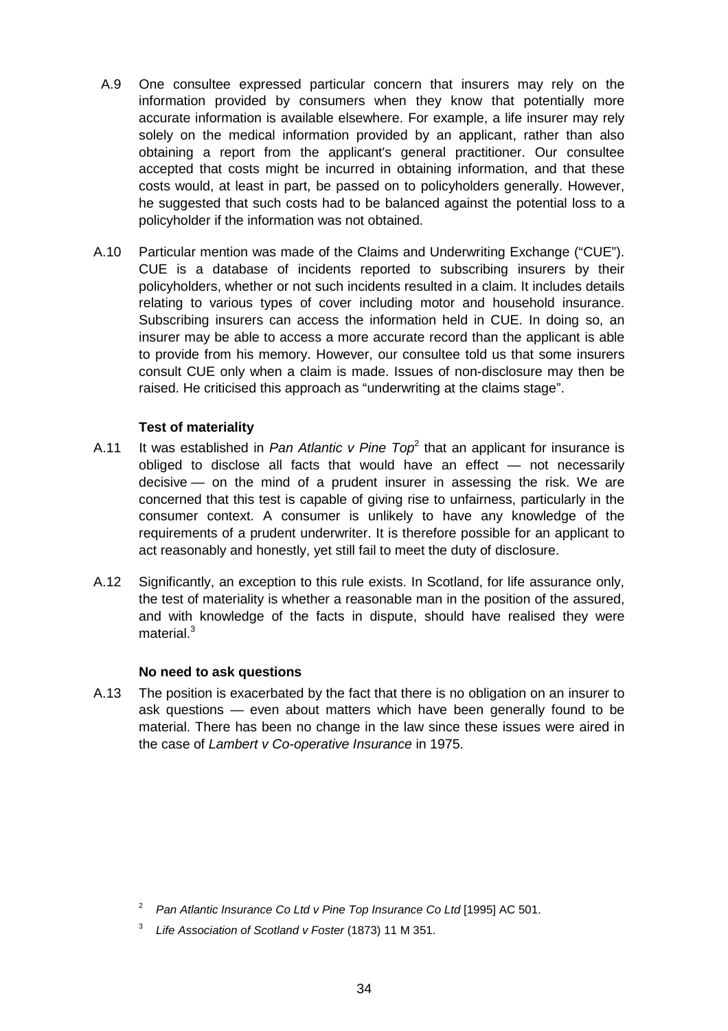A.9 One consultee expressed particular concern that insurers may rely on the information provided by consumers when they know that potentially more accurate information is available elsewhere. For example, a life insurer may rely solely on the medical information provided by an applicant, rather than also obtaining a report from the applicant's general practitioner. Our consultee accepted that costs might be incurred in obtaining information, and that these costs would, at least in part, be passed on to policyholders generally. However, he suggested that such costs had to be balanced against the potential loss to a policyholder if the information was not obtained.

A.10 Particular mention was made of the Claims and Underwriting Exchange ("CUE"). CUE is a database of incidents reported to subscribing insurers by their policyholders, whether or not such incidents resulted in a claim. It includes details relating to various types of cover including motor and household insurance. Subscribing insurers can access the information held in CUE. In doing so, an insurer may be able to access a more accurate record than the applicant is able to provide from his memory. However, our consultee told us that some insurers consult CUE only when a claim is made. Issues of non-disclosure may then be raised. He criticised this approach as "underwriting at the claims stage".

**Test of materiality**

A.11 It was established in *Pan Atlantic v Pine Top*[2] that an applicant for insurance is obliged to disclose all facts that would have an effect — not necessarily decisive — on the mind of a prudent insurer in assessing the risk. We are concerned that this test is capable of giving rise to unfairness, particularly in the consumer context. A consumer is unlikely to have any knowledge of the requirements of a prudent underwriter. It is therefore possible for an applicant to act reasonably and honestly, yet still fail to meet the duty of disclosure.

A.12 Significantly, an exception to this rule exists. In Scotland, for life assurance only, the test of materiality is whether a reasonable man in the position of the assured, and with knowledge of the facts in dispute, should have realised they were material.[3]

**No need to ask questions**

A.13 The position is exacerbated by the fact that there is no obligation on an insurer to ask questions — even about matters which have been generally found to be material. There has been no change in the law since these issues were aired in the case of *Lambert v Co-operative Insurance* in 1975.

[2] *Pan Atlantic Insurance Co Ltd v Pine Top Insurance Co Ltd* [1995] AC 501.

[3] *Life Association of Scotland v Foster* (1873) 11 M 351.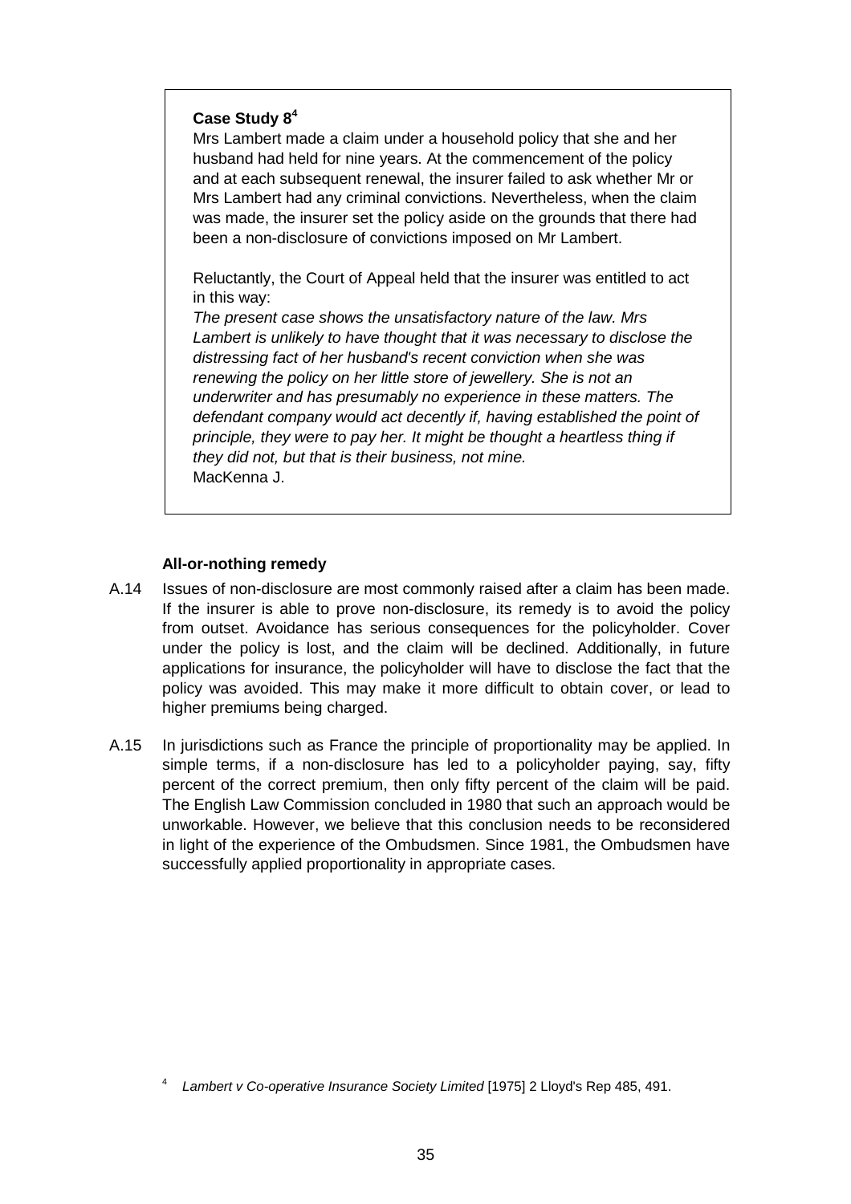**Case Study 8**[4]

Mrs Lambert made a claim under a household policy that she and her husband had held for nine years. At the commencement of the policy and at each subsequent renewal, the insurer failed to ask whether Mr or Mrs Lambert had any criminal convictions. Nevertheless, when the claim was made, the insurer set the policy aside on the grounds that there had been a non-disclosure of convictions imposed on Mr Lambert.

Reluctantly, the Court of Appeal held that the insurer was entitled to act in this way:

*The present case shows the unsatisfactory nature of the law. Mrs Lambert is unlikely to have thought that it was necessary to disclose the distressing fact of her husband's recent conviction when she was renewing the policy on her little store of jewellery. She is not an underwriter and has presumably no experience in these matters. The defendant company would act decently if, having established the point of principle, they were to pay her. It might be thought a heartless thing if they did not, but that is their business, not mine.*

MacKenna J.

**All-or-nothing remedy**

A.14 Issues of non-disclosure are most commonly raised after a claim has been made. If the insurer is able to prove non-disclosure, its remedy is to avoid the policy from outset. Avoidance has serious consequences for the policyholder. Cover under the policy is lost, and the claim will be declined. Additionally, in future applications for insurance, the policyholder will have to disclose the fact that the policy was avoided. This may make it more difficult to obtain cover, or lead to higher premiums being charged.

A.15 In jurisdictions such as France the principle of proportionality may be applied. In simple terms, if a non-disclosure has led to a policyholder paying, say, fifty percent of the correct premium, then only fifty percent of the claim will be paid. The English Law Commission concluded in 1980 that such an approach would be unworkable. However, we believe that this conclusion needs to be reconsidered in light of the experience of the Ombudsmen. Since 1981, the Ombudsmen have successfully applied proportionality in appropriate cases.

[4] *Lambert v Co-operative Insurance Society Limited* [1975] 2 Lloyd's Rep 485, 491.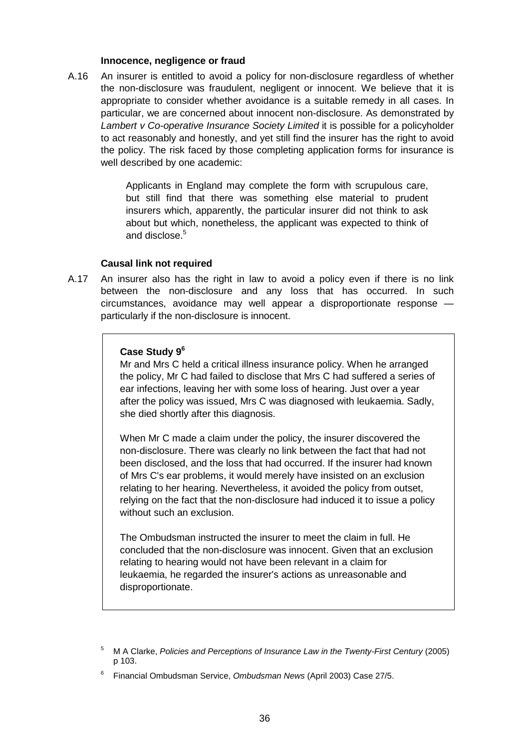### Innocence, negligence or fraud

A.16 An insurer is entitled to avoid a policy for non-disclosure regardless of whether the non-disclosure was fraudulent, negligent or innocent. We believe that it is appropriate to consider whether avoidance is a suitable remedy in all cases. In particular, we are concerned about innocent non-disclosure. As demonstrated by *Lambert v Co-operative Insurance Society Limited* it is possible for a policyholder to act reasonably and honestly, and yet still find the insurer has the right to avoid the policy. The risk faced by those completing application forms for insurance is well described by one academic:

> Applicants in England may complete the form with scrupulous care, but still find that there was something else material to prudent insurers which, apparently, the particular insurer did not think to ask about but which, nonetheless, the applicant was expected to think of and disclose.[5]

### Causal link not required

A.17 An insurer also has the right in law to avoid a policy even if there is no link between the non-disclosure and any loss that has occurred. In such circumstances, avoidance may well appear a disproportionate response — particularly if the non-disclosure is innocent.

> **Case Study 9[6]**
>
> Mr and Mrs C held a critical illness insurance policy. When he arranged the policy, Mr C had failed to disclose that Mrs C had suffered a series of ear infections, leaving her with some loss of hearing. Just over a year after the policy was issued, Mrs C was diagnosed with leukaemia. Sadly, she died shortly after this diagnosis.
>
> When Mr C made a claim under the policy, the insurer discovered the non-disclosure. There was clearly no link between the fact that had not been disclosed, and the loss that had occurred. If the insurer had known of Mrs C's ear problems, it would merely have insisted on an exclusion relating to her hearing. Nevertheless, it avoided the policy from outset, relying on the fact that the non-disclosure had induced it to issue a policy without such an exclusion.
>
> The Ombudsman instructed the insurer to meet the claim in full. He concluded that the non-disclosure was innocent. Given that an exclusion relating to hearing would not have been relevant in a claim for leukaemia, he regarded the insurer's actions as unreasonable and disproportionate.

[5] M A Clarke, *Policies and Perceptions of Insurance Law in the Twenty-First Century* (2005) p 103.

[6] Financial Ombudsman Service, *Ombudsman News* (April 2003) Case 27/5.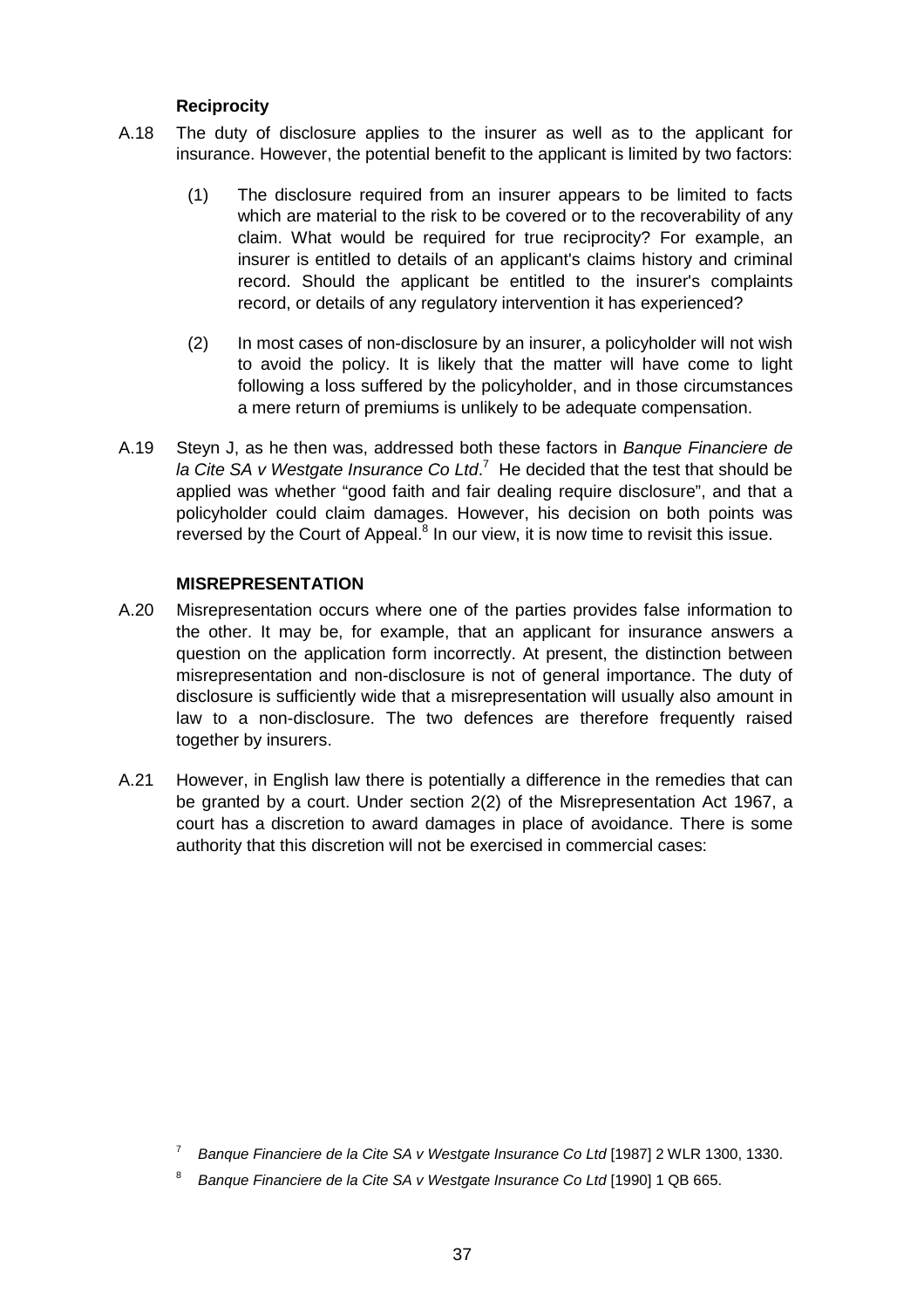### Reciprocity

A.18 The duty of disclosure applies to the insurer as well as to the applicant for insurance. However, the potential benefit to the applicant is limited by two factors:

(1) The disclosure required from an insurer appears to be limited to facts which are material to the risk to be covered or to the recoverability of any claim. What would be required for true reciprocity? For example, an insurer is entitled to details of an applicant's claims history and criminal record. Should the applicant be entitled to the insurer's complaints record, or details of any regulatory intervention it has experienced?

(2) In most cases of non-disclosure by an insurer, a policyholder will not wish to avoid the policy. It is likely that the matter will have come to light following a loss suffered by the policyholder, and in those circumstances a mere return of premiums is unlikely to be adequate compensation.

A.19 Steyn J, as he then was, addressed both these factors in *Banque Financiere de la Cite SA v Westgate Insurance Co Ltd*.[7] He decided that the test that should be applied was whether "good faith and fair dealing require disclosure", and that a policyholder could claim damages. However, his decision on both points was reversed by the Court of Appeal.[8] In our view, it is now time to revisit this issue.

### MISREPRESENTATION

A.20 Misrepresentation occurs where one of the parties provides false information to the other. It may be, for example, that an applicant for insurance answers a question on the application form incorrectly. At present, the distinction between misrepresentation and non-disclosure is not of general importance. The duty of disclosure is sufficiently wide that a misrepresentation will usually also amount in law to a non-disclosure. The two defences are therefore frequently raised together by insurers.

A.21 However, in English law there is potentially a difference in the remedies that can be granted by a court. Under section 2(2) of the Misrepresentation Act 1967, a court has a discretion to award damages in place of avoidance. There is some authority that this discretion will not be exercised in commercial cases:

---

[7] *Banque Financiere de la Cite SA v Westgate Insurance Co Ltd* [1987] 2 WLR 1300, 1330.

[8] *Banque Financiere de la Cite SA v Westgate Insurance Co Ltd* [1990] 1 QB 665.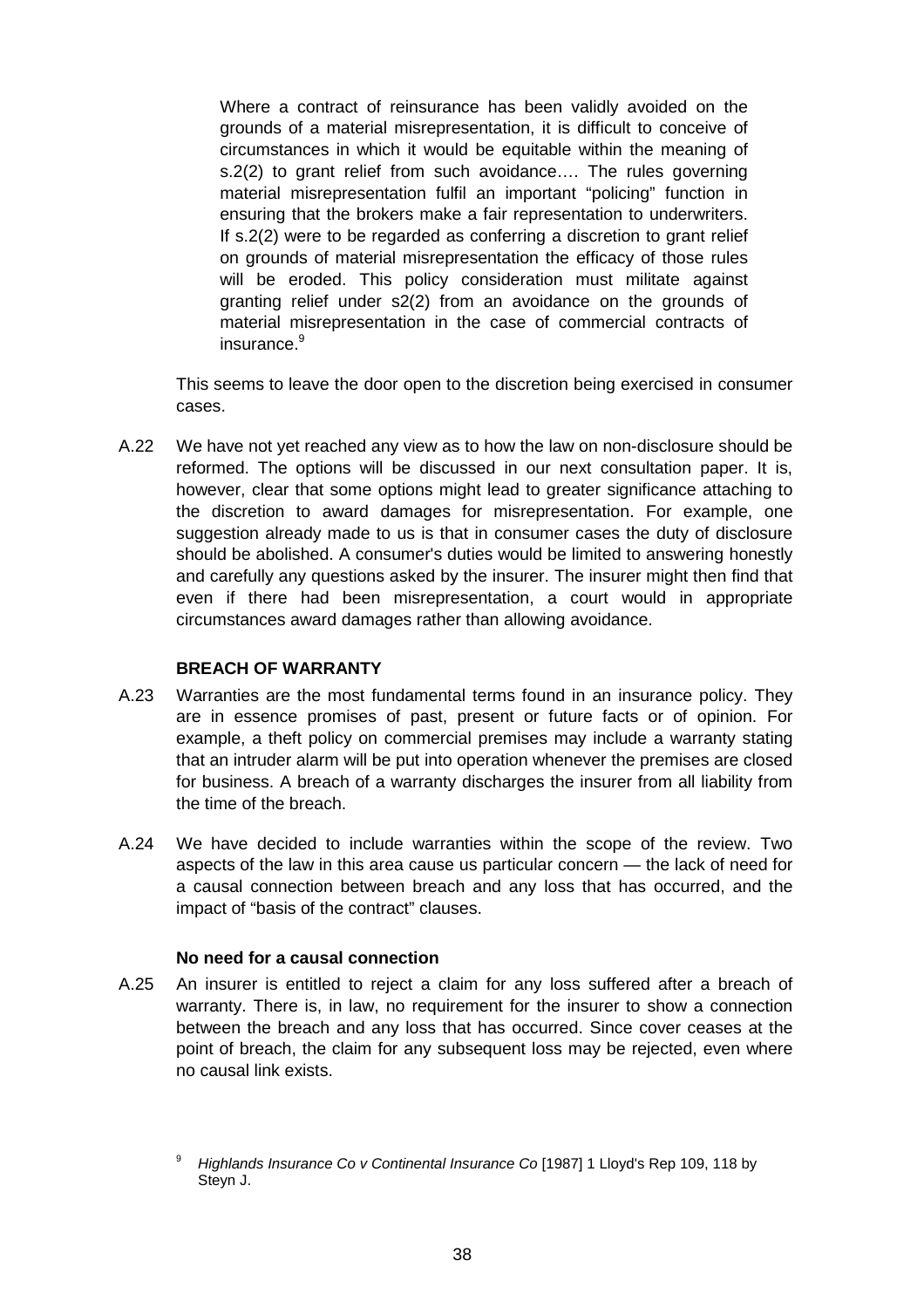> Where a contract of reinsurance has been validly avoided on the grounds of a material misrepresentation, it is difficult to conceive of circumstances in which it would be equitable within the meaning of s.2(2) to grant relief from such avoidance…. The rules governing material misrepresentation fulfil an important "policing" function in ensuring that the brokers make a fair representation to underwriters. If s.2(2) were to be regarded as conferring a discretion to grant relief on grounds of material misrepresentation the efficacy of those rules will be eroded. This policy consideration must militate against granting relief under s2(2) from an avoidance on the grounds of material misrepresentation in the case of commercial contracts of insurance.[9]

This seems to leave the door open to the discretion being exercised in consumer cases.

A.22 We have not yet reached any view as to how the law on non-disclosure should be reformed. The options will be discussed in our next consultation paper. It is, however, clear that some options might lead to greater significance attaching to the discretion to award damages for misrepresentation. For example, one suggestion already made to us is that in consumer cases the duty of disclosure should be abolished. A consumer's duties would be limited to answering honestly and carefully any questions asked by the insurer. The insurer might then find that even if there had been misrepresentation, a court would in appropriate circumstances award damages rather than allowing avoidance.

### BREACH OF WARRANTY

A.23 Warranties are the most fundamental terms found in an insurance policy. They are in essence promises of past, present or future facts or of opinion. For example, a theft policy on commercial premises may include a warranty stating that an intruder alarm will be put into operation whenever the premises are closed for business. A breach of a warranty discharges the insurer from all liability from the time of the breach.

A.24 We have decided to include warranties within the scope of the review. Two aspects of the law in this area cause us particular concern — the lack of need for a causal connection between breach and any loss that has occurred, and the impact of "basis of the contract" clauses.

#### No need for a causal connection

A.25 An insurer is entitled to reject a claim for any loss suffered after a breach of warranty. There is, in law, no requirement for the insurer to show a connection between the breach and any loss that has occurred. Since cover ceases at the point of breach, the claim for any subsequent loss may be rejected, even where no causal link exists.

---

[9] *Highlands Insurance Co v Continental Insurance Co* [1987] 1 Lloyd's Rep 109, 118 by Steyn J.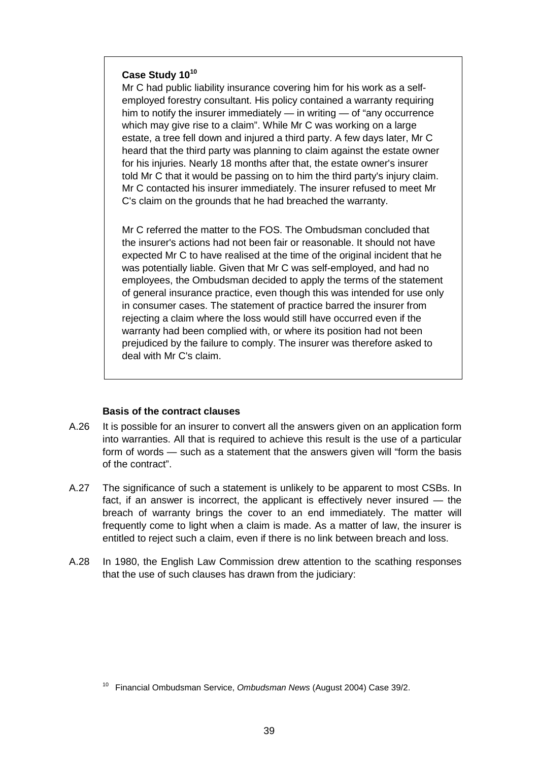**Case Study 10**[10]

Mr C had public liability insurance covering him for his work as a self-employed forestry consultant. His policy contained a warranty requiring him to notify the insurer immediately — in writing — of "any occurrence which may give rise to a claim". While Mr C was working on a large estate, a tree fell down and injured a third party. A few days later, Mr C heard that the third party was planning to claim against the estate owner for his injuries. Nearly 18 months after that, the estate owner's insurer told Mr C that it would be passing on to him the third party's injury claim. Mr C contacted his insurer immediately. The insurer refused to meet Mr C's claim on the grounds that he had breached the warranty.

Mr C referred the matter to the FOS. The Ombudsman concluded that the insurer's actions had not been fair or reasonable. It should not have expected Mr C to have realised at the time of the original incident that he was potentially liable. Given that Mr C was self-employed, and had no employees, the Ombudsman decided to apply the terms of the statement of general insurance practice, even though this was intended for use only in consumer cases. The statement of practice barred the insurer from rejecting a claim where the loss would still have occurred even if the warranty had been complied with, or where its position had not been prejudiced by the failure to comply. The insurer was therefore asked to deal with Mr C's claim.

**Basis of the contract clauses**

A.26 It is possible for an insurer to convert all the answers given on an application form into warranties. All that is required to achieve this result is the use of a particular form of words — such as a statement that the answers given will "form the basis of the contract".

A.27 The significance of such a statement is unlikely to be apparent to most CSBs. In fact, if an answer is incorrect, the applicant is effectively never insured — the breach of warranty brings the cover to an end immediately. The matter will frequently come to light when a claim is made. As a matter of law, the insurer is entitled to reject such a claim, even if there is no link between breach and loss.

A.28 In 1980, the English Law Commission drew attention to the scathing responses that the use of such clauses has drawn from the judiciary:

[10] Financial Ombudsman Service, *Ombudsman News* (August 2004) Case 39/2.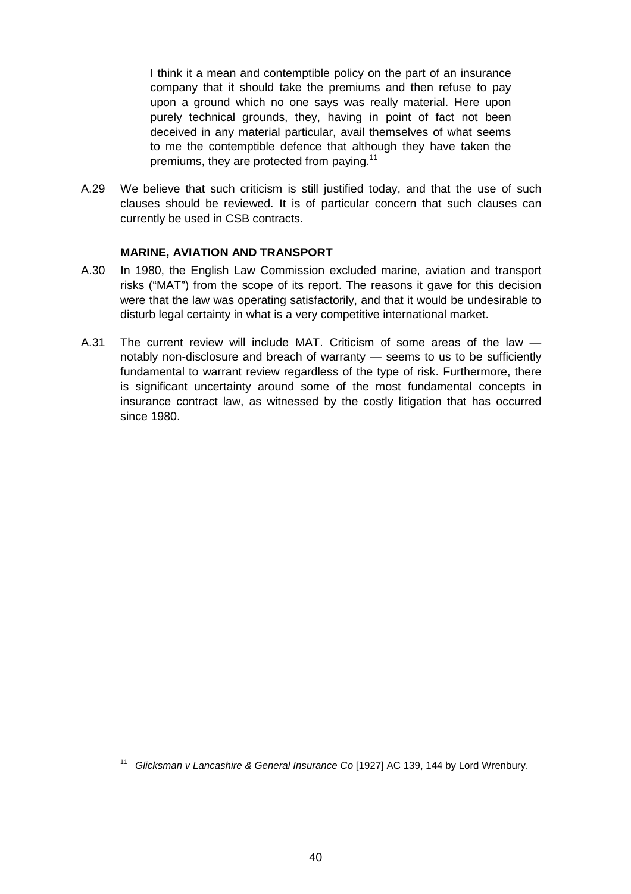> I think it a mean and contemptible policy on the part of an insurance company that it should take the premiums and then refuse to pay upon a ground which no one says was really material. Here upon purely technical grounds, they, having in point of fact not been deceived in any material particular, avail themselves of what seems to me the contemptible defence that although they have taken the premiums, they are protected from paying.[11]

A.29 We believe that such criticism is still justified today, and that the use of such clauses should be reviewed. It is of particular concern that such clauses can currently be used in CSB contracts.

### MARINE, AVIATION AND TRANSPORT

A.30 In 1980, the English Law Commission excluded marine, aviation and transport risks ("MAT") from the scope of its report. The reasons it gave for this decision were that the law was operating satisfactorily, and that it would be undesirable to disturb legal certainty in what is a very competitive international market.

A.31 The current review will include MAT. Criticism of some areas of the law — notably non-disclosure and breach of warranty — seems to us to be sufficiently fundamental to warrant review regardless of the type of risk. Furthermore, there is significant uncertainty around some of the most fundamental concepts in insurance contract law, as witnessed by the costly litigation that has occurred since 1980.

[11] *Glicksman v Lancashire & General Insurance Co* [1927] AC 139, 144 by Lord Wrenbury.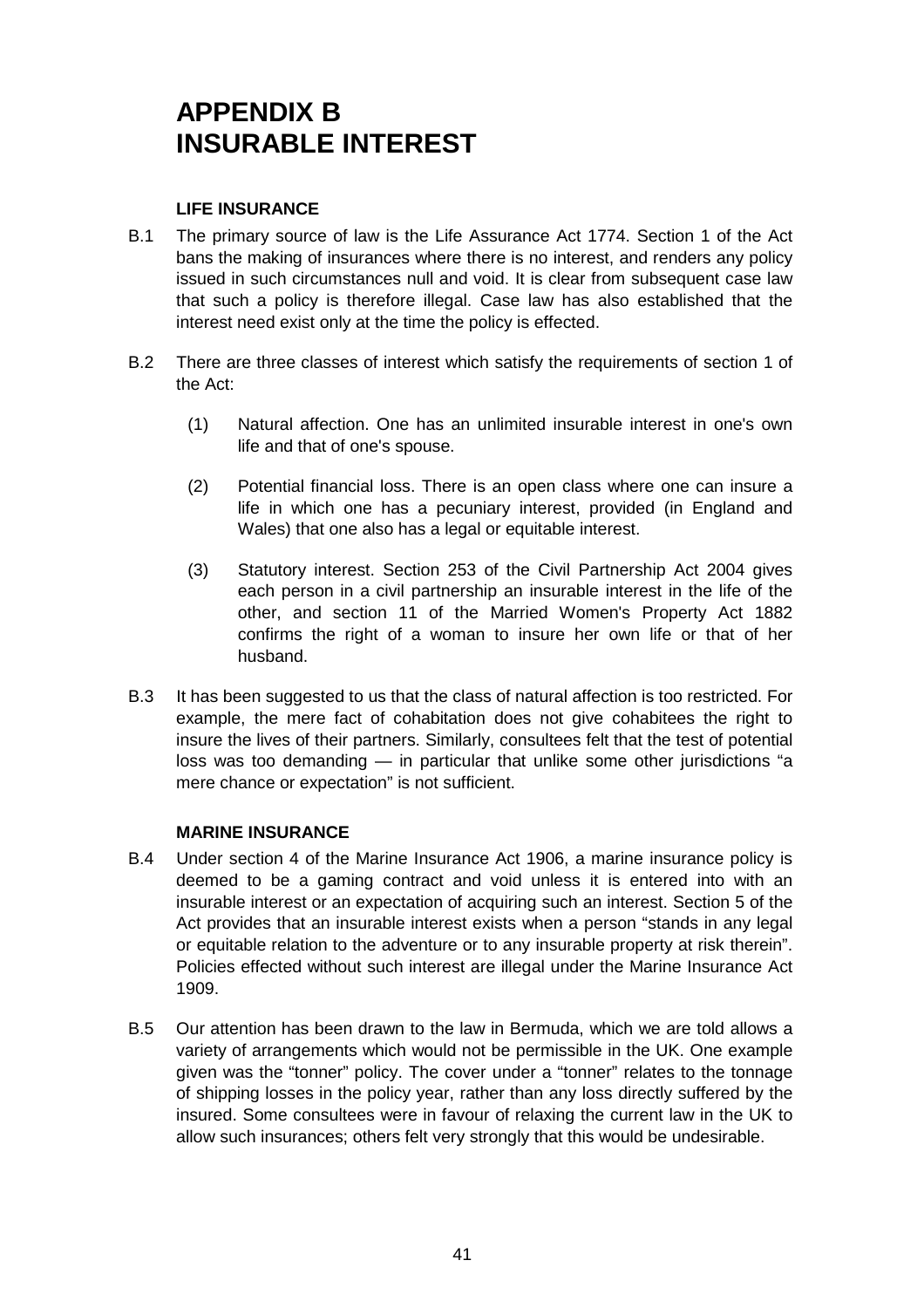# APPENDIX B
# INSURABLE INTEREST

### LIFE INSURANCE

B.1 The primary source of law is the Life Assurance Act 1774. Section 1 of the Act bans the making of insurances where there is no interest, and renders any policy issued in such circumstances null and void. It is clear from subsequent case law that such a policy is therefore illegal. Case law has also established that the interest need exist only at the time the policy is effected.

B.2 There are three classes of interest which satisfy the requirements of section 1 of the Act:

(1) Natural affection. One has an unlimited insurable interest in one's own life and that of one's spouse.

(2) Potential financial loss. There is an open class where one can insure a life in which one has a pecuniary interest, provided (in England and Wales) that one also has a legal or equitable interest.

(3) Statutory interest. Section 253 of the Civil Partnership Act 2004 gives each person in a civil partnership an insurable interest in the life of the other, and section 11 of the Married Women's Property Act 1882 confirms the right of a woman to insure her own life or that of her husband.

B.3 It has been suggested to us that the class of natural affection is too restricted. For example, the mere fact of cohabitation does not give cohabitees the right to insure the lives of their partners. Similarly, consultees felt that the test of potential loss was too demanding — in particular that unlike some other jurisdictions "a mere chance or expectation" is not sufficient.

### MARINE INSURANCE

B.4 Under section 4 of the Marine Insurance Act 1906, a marine insurance policy is deemed to be a gaming contract and void unless it is entered into with an insurable interest or an expectation of acquiring such an interest. Section 5 of the Act provides that an insurable interest exists when a person "stands in any legal or equitable relation to the adventure or to any insurable property at risk therein". Policies effected without such interest are illegal under the Marine Insurance Act 1909.

B.5 Our attention has been drawn to the law in Bermuda, which we are told allows a variety of arrangements which would not be permissible in the UK. One example given was the "tonner" policy. The cover under a "tonner" relates to the tonnage of shipping losses in the policy year, rather than any loss directly suffered by the insured. Some consultees were in favour of relaxing the current law in the UK to allow such insurances; others felt very strongly that this would be undesirable.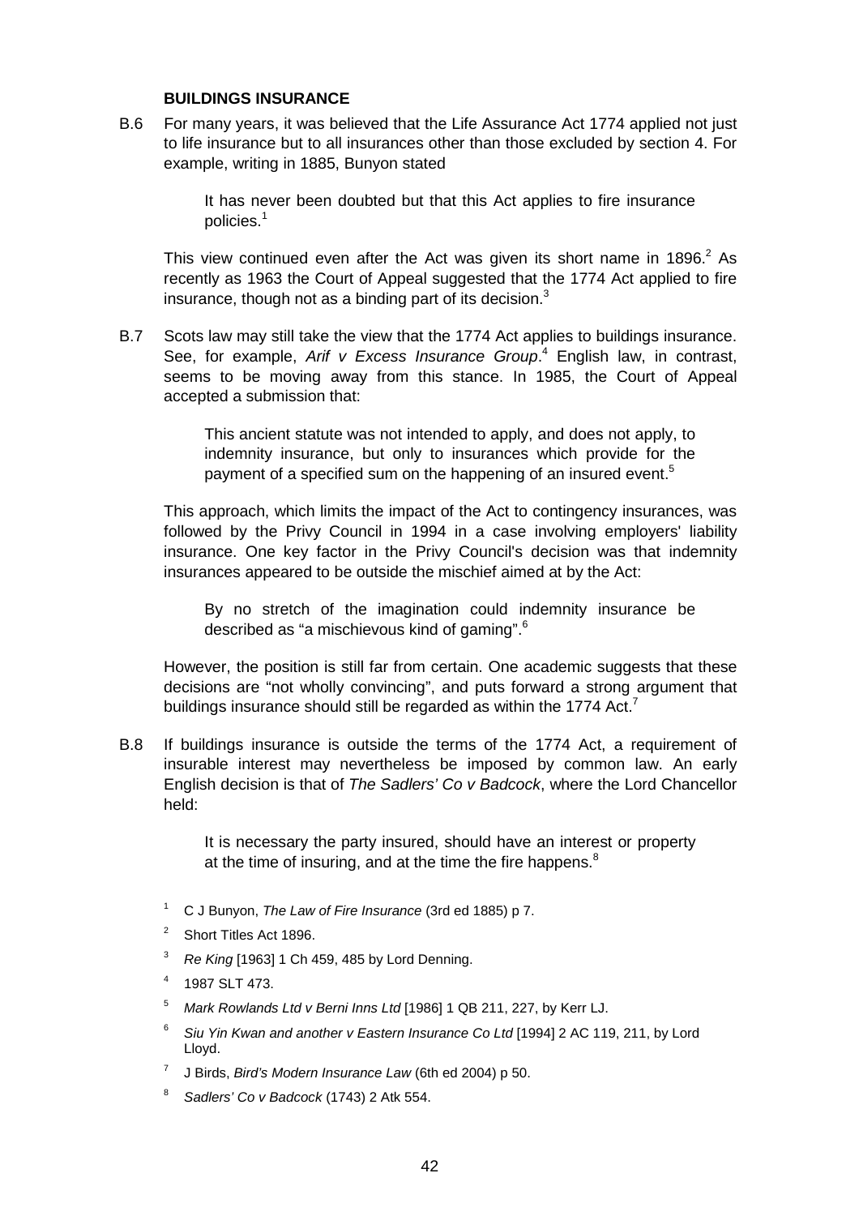**BUILDINGS INSURANCE**

B.6 For many years, it was believed that the Life Assurance Act 1774 applied not just to life insurance but to all insurances other than those excluded by section 4. For example, writing in 1885, Bunyon stated

> It has never been doubted but that this Act applies to fire insurance policies.[1]

This view continued even after the Act was given its short name in 1896.[2] As recently as 1963 the Court of Appeal suggested that the 1774 Act applied to fire insurance, though not as a binding part of its decision.[3]

B.7 Scots law may still take the view that the 1774 Act applies to buildings insurance. See, for example, *Arif v Excess Insurance Group*.[4] English law, in contrast, seems to be moving away from this stance. In 1985, the Court of Appeal accepted a submission that:

> This ancient statute was not intended to apply, and does not apply, to indemnity insurance, but only to insurances which provide for the payment of a specified sum on the happening of an insured event.[5]

This approach, which limits the impact of the Act to contingency insurances, was followed by the Privy Council in 1994 in a case involving employers' liability insurance. One key factor in the Privy Council's decision was that indemnity insurances appeared to be outside the mischief aimed at by the Act:

> By no stretch of the imagination could indemnity insurance be described as "a mischievous kind of gaming".[6]

However, the position is still far from certain. One academic suggests that these decisions are "not wholly convincing", and puts forward a strong argument that buildings insurance should still be regarded as within the 1774 Act.[7]

B.8 If buildings insurance is outside the terms of the 1774 Act, a requirement of insurable interest may nevertheless be imposed by common law. An early English decision is that of *The Sadlers' Co v Badcock*, where the Lord Chancellor held:

> It is necessary the party insured, should have an interest or property at the time of insuring, and at the time the fire happens.[8]

---

1. C J Bunyon, *The Law of Fire Insurance* (3rd ed 1885) p 7.
2. Short Titles Act 1896.
3. *Re King* [1963] 1 Ch 459, 485 by Lord Denning.
4. 1987 SLT 473.
5. *Mark Rowlands Ltd v Berni Inns Ltd* [1986] 1 QB 211, 227, by Kerr LJ.
6. *Siu Yin Kwan and another v Eastern Insurance Co Ltd* [1994] 2 AC 119, 211, by Lord Lloyd.
7. J Birds, *Bird's Modern Insurance Law* (6th ed 2004) p 50.
8. *Sadlers' Co v Badcock* (1743) 2 Atk 554.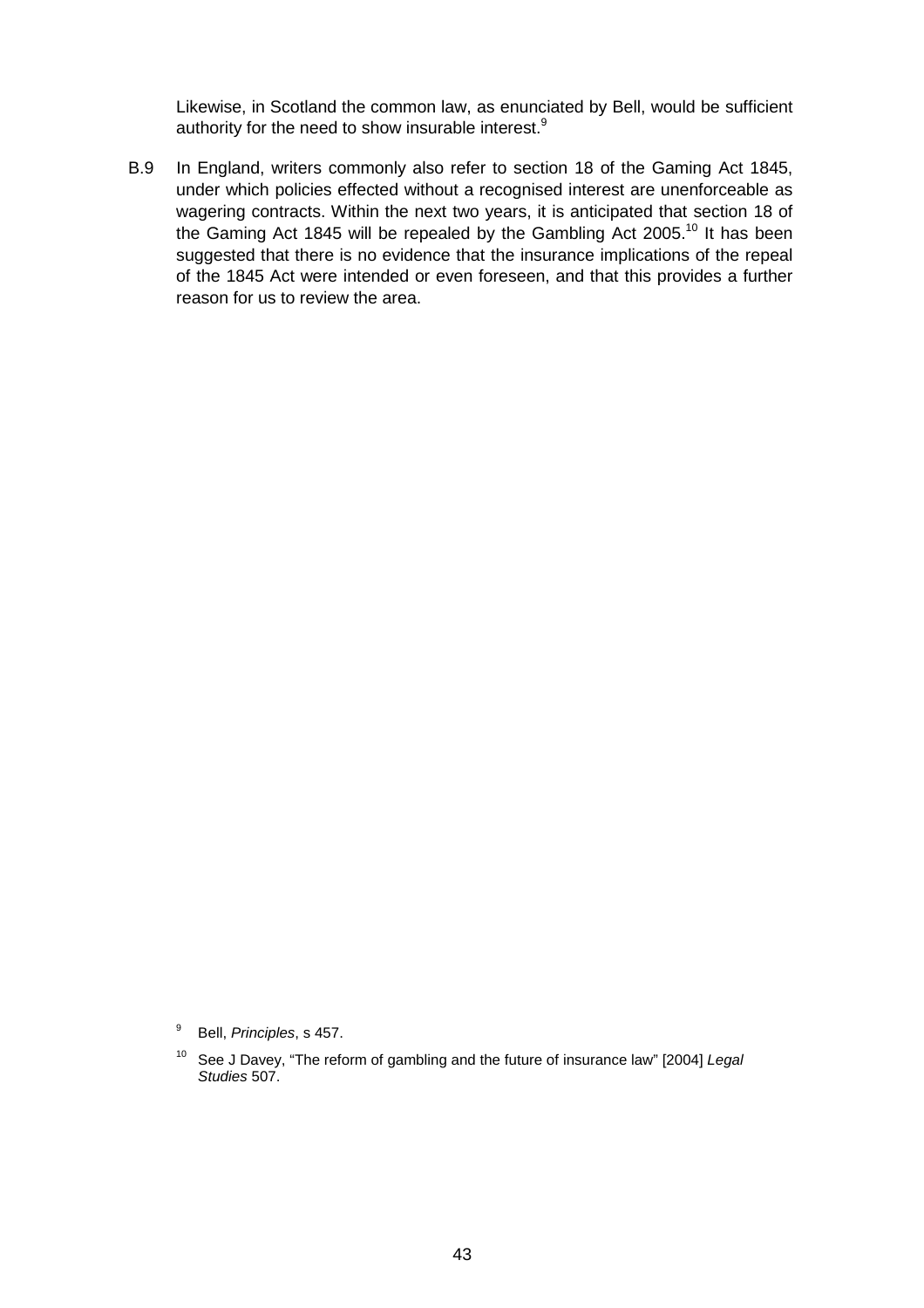Likewise, in Scotland the common law, as enunciated by Bell, would be sufficient authority for the need to show insurable interest.[9]

B.9 In England, writers commonly also refer to section 18 of the Gaming Act 1845, under which policies effected without a recognised interest are unenforceable as wagering contracts. Within the next two years, it is anticipated that section 18 of the Gaming Act 1845 will be repealed by the Gambling Act 2005.[10] It has been suggested that there is no evidence that the insurance implications of the repeal of the 1845 Act were intended or even foreseen, and that this provides a further reason for us to review the area.

[9] Bell, *Principles*, s 457.

[10] See J Davey, "The reform of gambling and the future of insurance law" [2004] *Legal Studies* 507.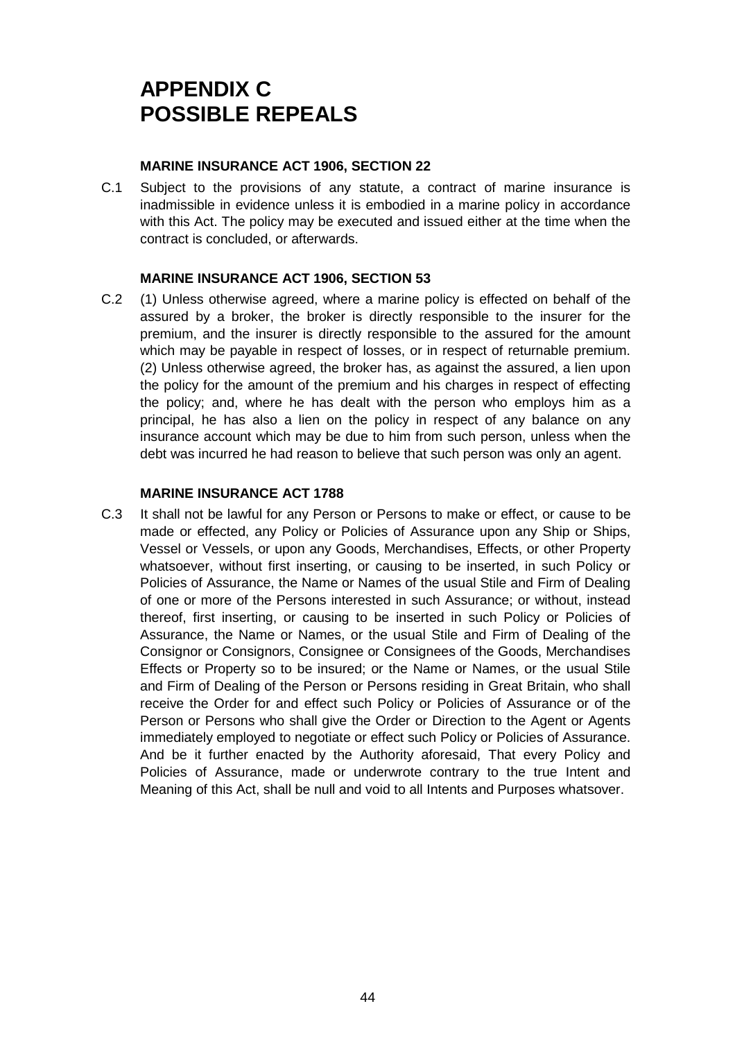# APPENDIX C
# POSSIBLE REPEALS

### MARINE INSURANCE ACT 1906, SECTION 22

C.1 Subject to the provisions of any statute, a contract of marine insurance is inadmissible in evidence unless it is embodied in a marine policy in accordance with this Act. The policy may be executed and issued either at the time when the contract is concluded, or afterwards.

### MARINE INSURANCE ACT 1906, SECTION 53

C.2 (1) Unless otherwise agreed, where a marine policy is effected on behalf of the assured by a broker, the broker is directly responsible to the insurer for the premium, and the insurer is directly responsible to the assured for the amount which may be payable in respect of losses, or in respect of returnable premium. (2) Unless otherwise agreed, the broker has, as against the assured, a lien upon the policy for the amount of the premium and his charges in respect of effecting the policy; and, where he has dealt with the person who employs him as a principal, he has also a lien on the policy in respect of any balance on any insurance account which may be due to him from such person, unless when the debt was incurred he had reason to believe that such person was only an agent.

### MARINE INSURANCE ACT 1788

C.3 It shall not be lawful for any Person or Persons to make or effect, or cause to be made or effected, any Policy or Policies of Assurance upon any Ship or Ships, Vessel or Vessels, or upon any Goods, Merchandises, Effects, or other Property whatsoever, without first inserting, or causing to be inserted, in such Policy or Policies of Assurance, the Name or Names of the usual Stile and Firm of Dealing of one or more of the Persons interested in such Assurance; or without, instead thereof, first inserting, or causing to be inserted in such Policy or Policies of Assurance, the Name or Names, or the usual Stile and Firm of Dealing of the Consignor or Consignors, Consignee or Consignees of the Goods, Merchandises Effects or Property so to be insured; or the Name or Names, or the usual Stile and Firm of Dealing of the Person or Persons residing in Great Britain, who shall receive the Order for and effect such Policy or Policies of Assurance or of the Person or Persons who shall give the Order or Direction to the Agent or Agents immediately employed to negotiate or effect such Policy or Policies of Assurance. And be it further enacted by the Authority aforesaid, That every Policy and Policies of Assurance, made or underwrote contrary to the true Intent and Meaning of this Act, shall be null and void to all Intents and Purposes whatsover.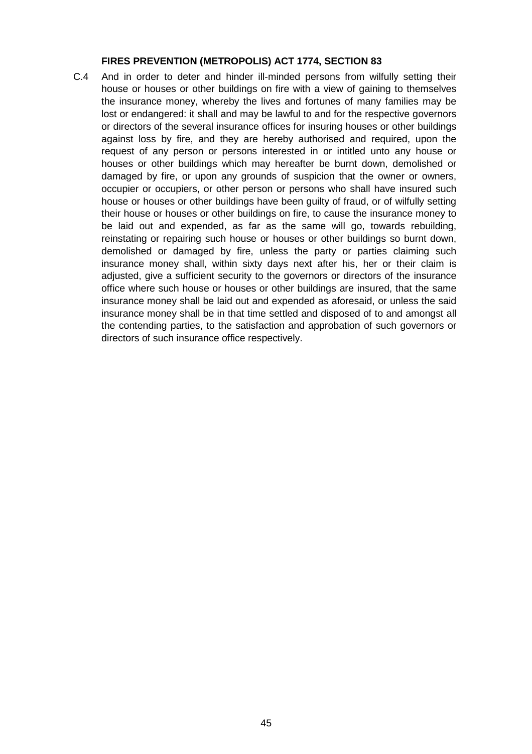**FIRES PREVENTION (METROPOLIS) ACT 1774, SECTION 83**

C.4 And in order to deter and hinder ill-minded persons from wilfully setting their house or houses or other buildings on fire with a view of gaining to themselves the insurance money, whereby the lives and fortunes of many families may be lost or endangered: it shall and may be lawful to and for the respective governors or directors of the several insurance offices for insuring houses or other buildings against loss by fire, and they are hereby authorised and required, upon the request of any person or persons interested in or intitled unto any house or houses or other buildings which may hereafter be burnt down, demolished or damaged by fire, or upon any grounds of suspicion that the owner or owners, occupier or occupiers, or other person or persons who shall have insured such house or houses or other buildings have been guilty of fraud, or of wilfully setting their house or houses or other buildings on fire, to cause the insurance money to be laid out and expended, as far as the same will go, towards rebuilding, reinstating or repairing such house or houses or other buildings so burnt down, demolished or damaged by fire, unless the party or parties claiming such insurance money shall, within sixty days next after his, her or their claim is adjusted, give a sufficient security to the governors or directors of the insurance office where such house or houses or other buildings are insured, that the same insurance money shall be laid out and expended as aforesaid, or unless the said insurance money shall be in that time settled and disposed of to and amongst all the contending parties, to the satisfaction and approbation of such governors or directors of such insurance office respectively.